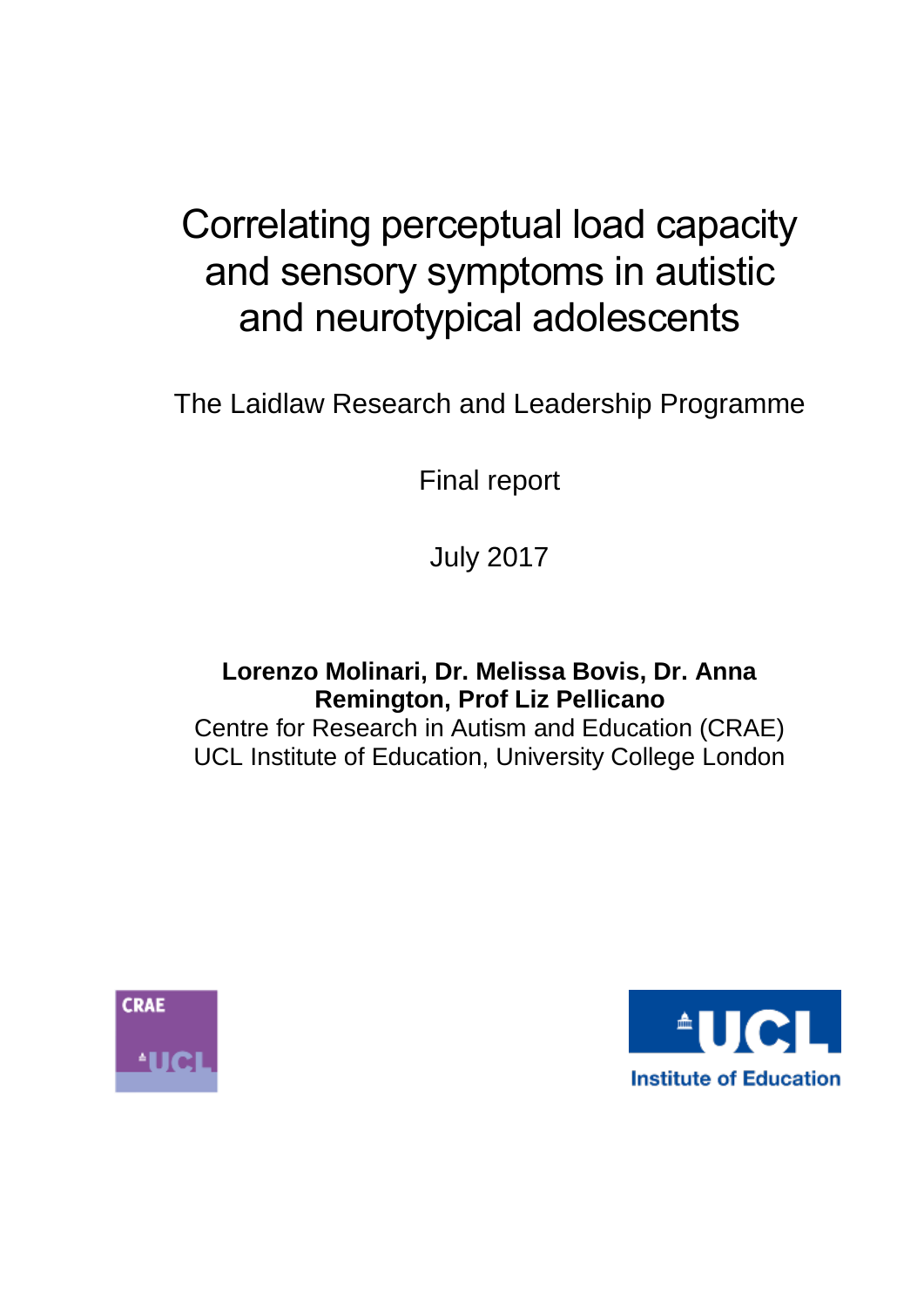# Correlating perceptual load capacity and sensory symptoms in autistic and neurotypical adolescents

The Laidlaw Research and Leadership Programme

Final report

July 2017

**Lorenzo Molinari, Dr. Melissa Bovis, Dr. Anna Remington, Prof Liz Pellicano**

Centre for Research in Autism and Education (CRAE)
UCL Institute of Education, University College London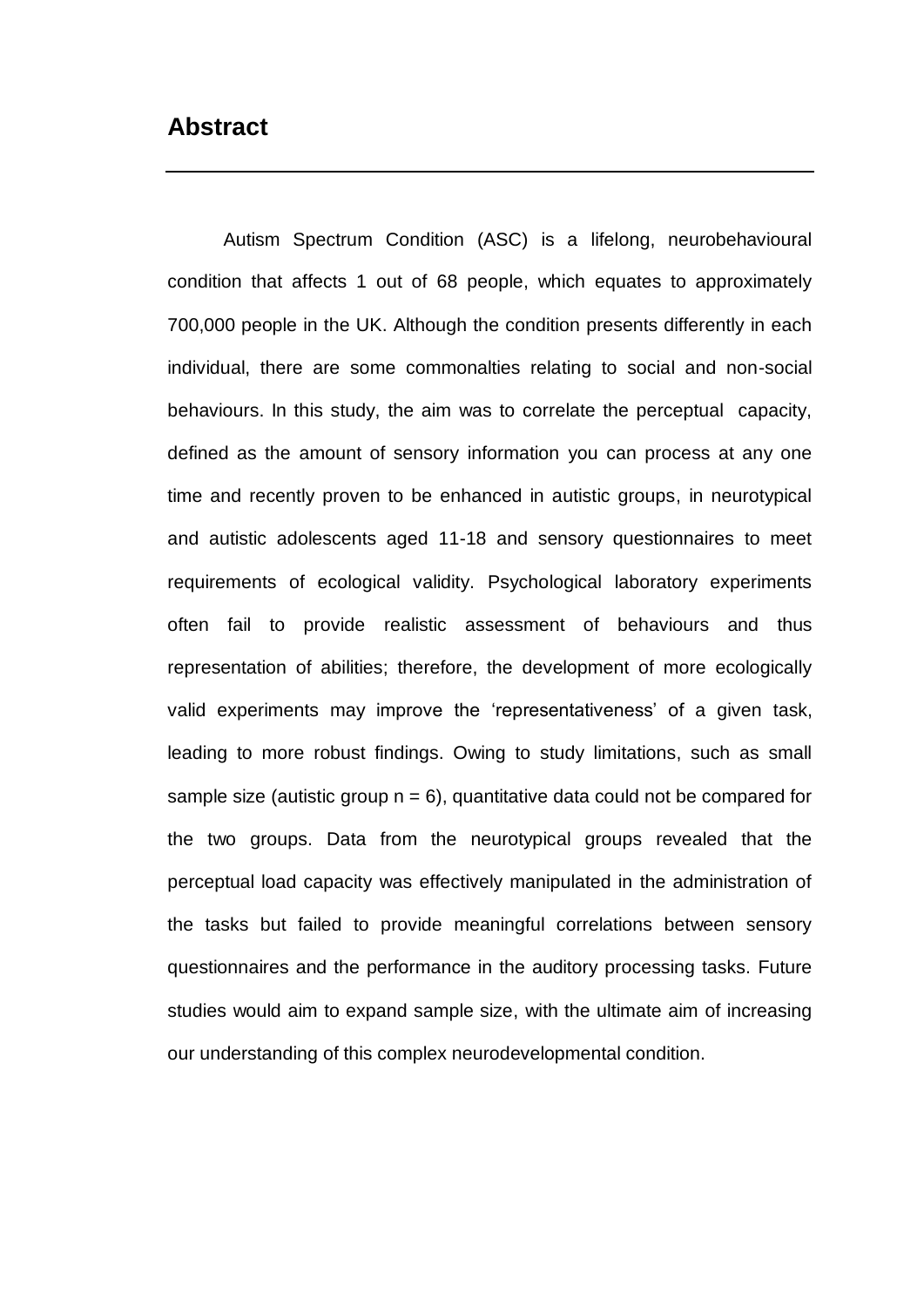# Abstract

Autism Spectrum Condition (ASC) is a lifelong, neurobehavioural condition that affects 1 out of 68 people, which equates to approximately 700,000 people in the UK. Although the condition presents differently in each individual, there are some commonalties relating to social and non-social behaviours. In this study, the aim was to correlate the perceptual capacity, defined as the amount of sensory information you can process at any one time and recently proven to be enhanced in autistic groups, in neurotypical and autistic adolescents aged 11-18 and sensory questionnaires to meet requirements of ecological validity. Psychological laboratory experiments often fail to provide realistic assessment of behaviours and thus representation of abilities; therefore, the development of more ecologically valid experiments may improve the 'representativeness' of a given task, leading to more robust findings. Owing to study limitations, such as small sample size (autistic group $n = 6$), quantitative data could not be compared for the two groups. Data from the neurotypical groups revealed that the perceptual load capacity was effectively manipulated in the administration of the tasks but failed to provide meaningful correlations between sensory questionnaires and the performance in the auditory processing tasks. Future studies would aim to expand sample size, with the ultimate aim of increasing our understanding of this complex neurodevelopmental condition.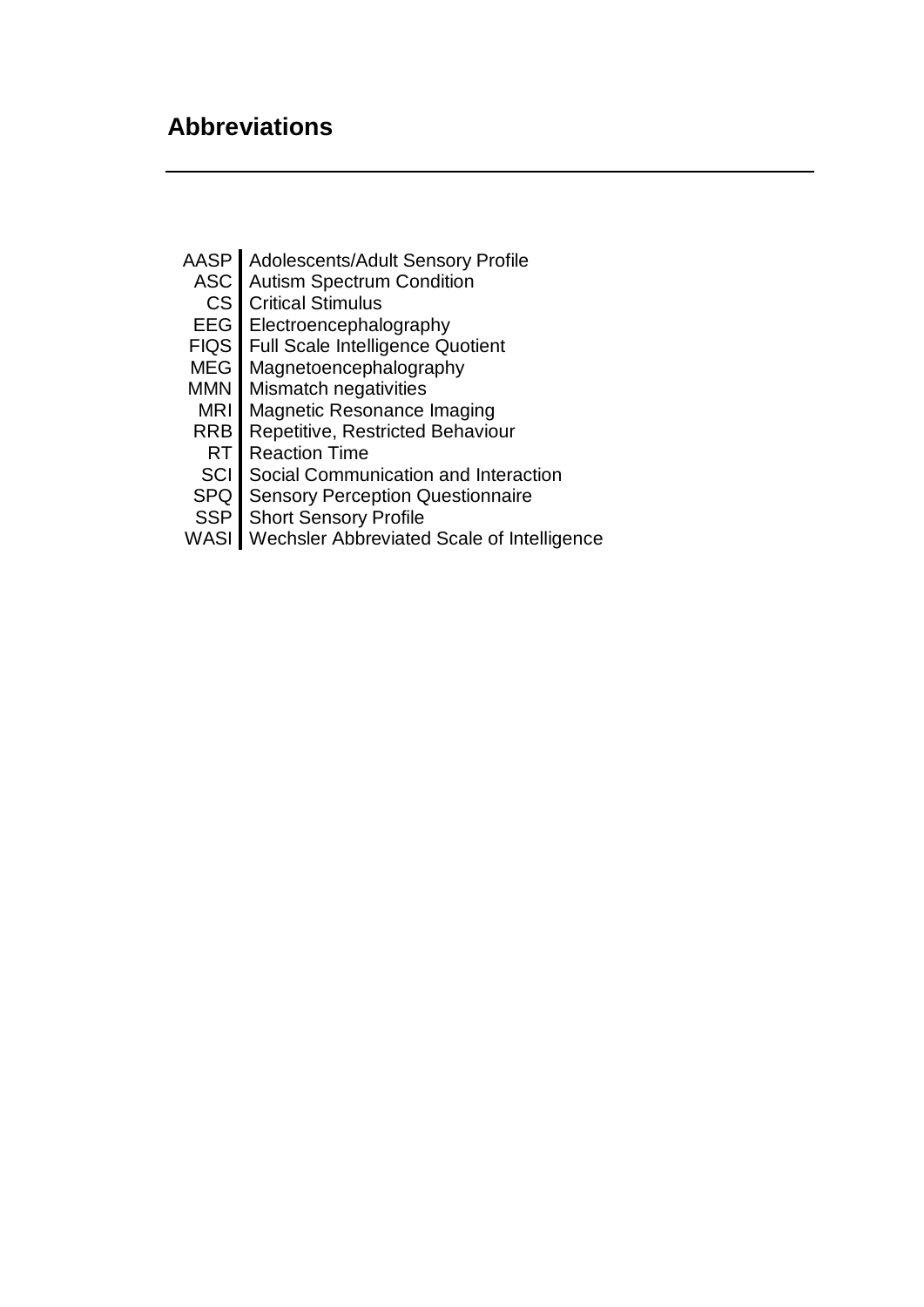## Abbreviations

| | |
|---|---|
| AASP | Adolescents/Adult Sensory Profile |
| ASC | Autism Spectrum Condition |
| CS | Critical Stimulus |
| EEG | Electroencephalography |
| FIQS | Full Scale Intelligence Quotient |
| MEG | Magnetoencephalography |
| MMN | Mismatch negativities |
| MRI | Magnetic Resonance Imaging |
| RRB | Repetitive, Restricted Behaviour |
| RT | Reaction Time |
| SCI | Social Communication and Interaction |
| SPQ | Sensory Perception Questionnaire |
| SSP | Short Sensory Profile |
| WASI | Wechsler Abbreviated Scale of Intelligence |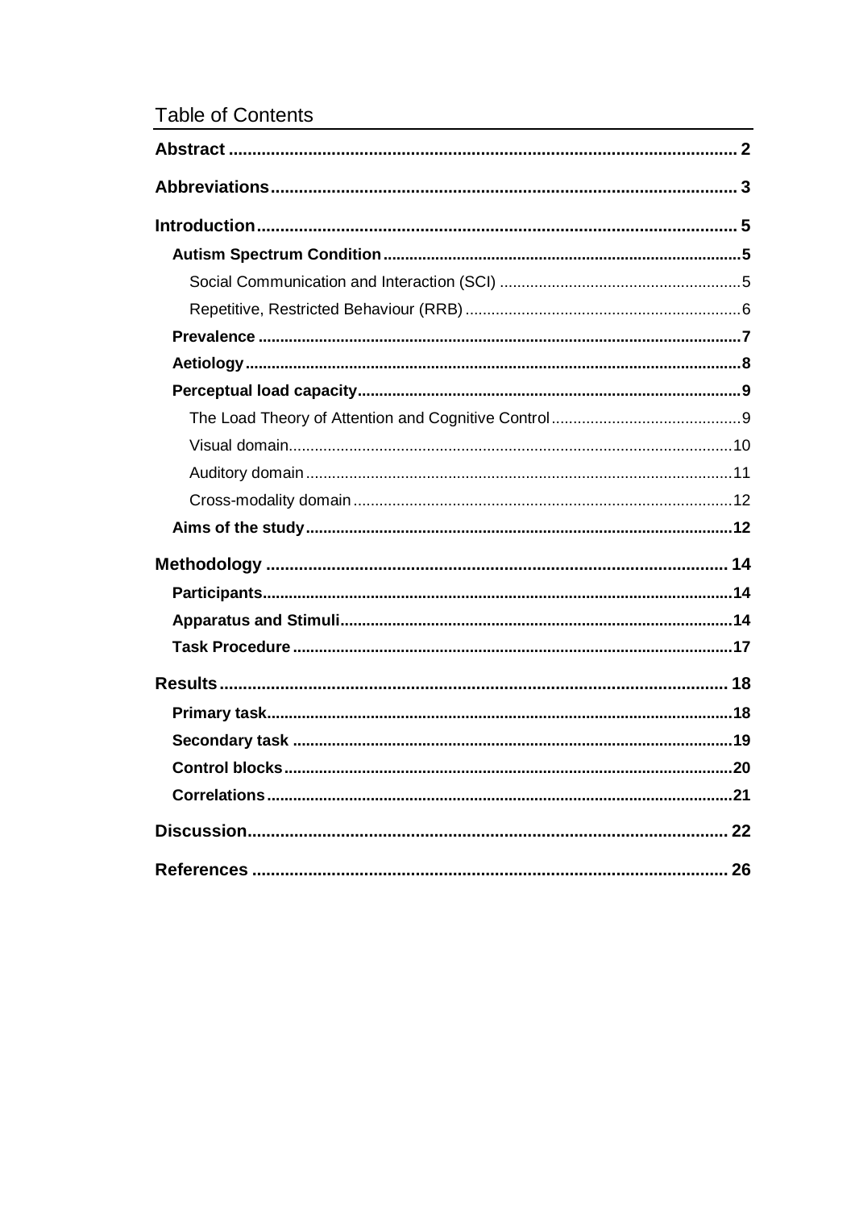# Table of Contents

**Abstract** ............ 2

**Abbreviations** ............ 3

**Introduction** ............ 5

- **Autism Spectrum Condition** ............ 5
  - Social Communication and Interaction (SCI) ............ 5
  - Repetitive, Restricted Behaviour (RRB) ............ 6
- **Prevalence** ............ 7
- **Aetiology** ............ 8
- **Perceptual load capacity** ............ 9
  - The Load Theory of Attention and Cognitive Control ............ 9
  - Visual domain ............ 10
  - Auditory domain ............ 11
  - Cross-modality domain ............ 12
- **Aims of the study** ............ 12

**Methodology** ............ 14

- **Participants** ............ 14
- **Apparatus and Stimuli** ............ 14
- **Task Procedure** ............ 17

**Results** ............ 18

- **Primary task** ............ 18
- **Secondary task** ............ 19
- **Control blocks** ............ 20
- **Correlations** ............ 21

**Discussion** ............ 22

**References** ............ 26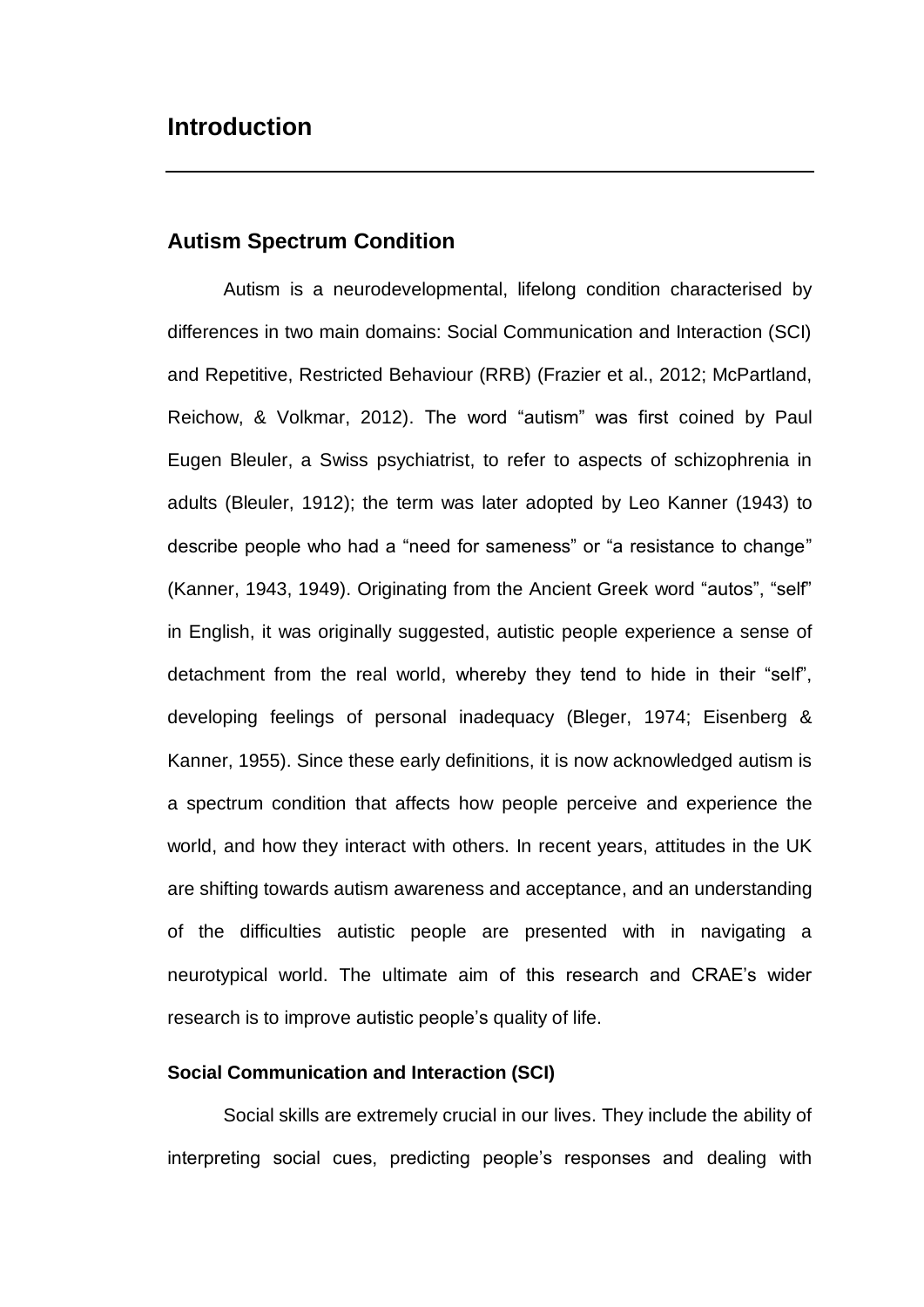# Introduction

## Autism Spectrum Condition

Autism is a neurodevelopmental, lifelong condition characterised by differences in two main domains: Social Communication and Interaction (SCI) and Repetitive, Restricted Behaviour (RRB) (Frazier et al., 2012; McPartland, Reichow, & Volkmar, 2012). The word "autism" was first coined by Paul Eugen Bleuler, a Swiss psychiatrist, to refer to aspects of schizophrenia in adults (Bleuler, 1912); the term was later adopted by Leo Kanner (1943) to describe people who had a "need for sameness" or "a resistance to change" (Kanner, 1943, 1949). Originating from the Ancient Greek word "autos", "self" in English, it was originally suggested, autistic people experience a sense of detachment from the real world, whereby they tend to hide in their "self", developing feelings of personal inadequacy (Bleger, 1974; Eisenberg & Kanner, 1955). Since these early definitions, it is now acknowledged autism is a spectrum condition that affects how people perceive and experience the world, and how they interact with others. In recent years, attitudes in the UK are shifting towards autism awareness and acceptance, and an understanding of the difficulties autistic people are presented with in navigating a neurotypical world. The ultimate aim of this research and CRAE's wider research is to improve autistic people's quality of life.

### Social Communication and Interaction (SCI)

Social skills are extremely crucial in our lives. They include the ability of interpreting social cues, predicting people's responses and dealing with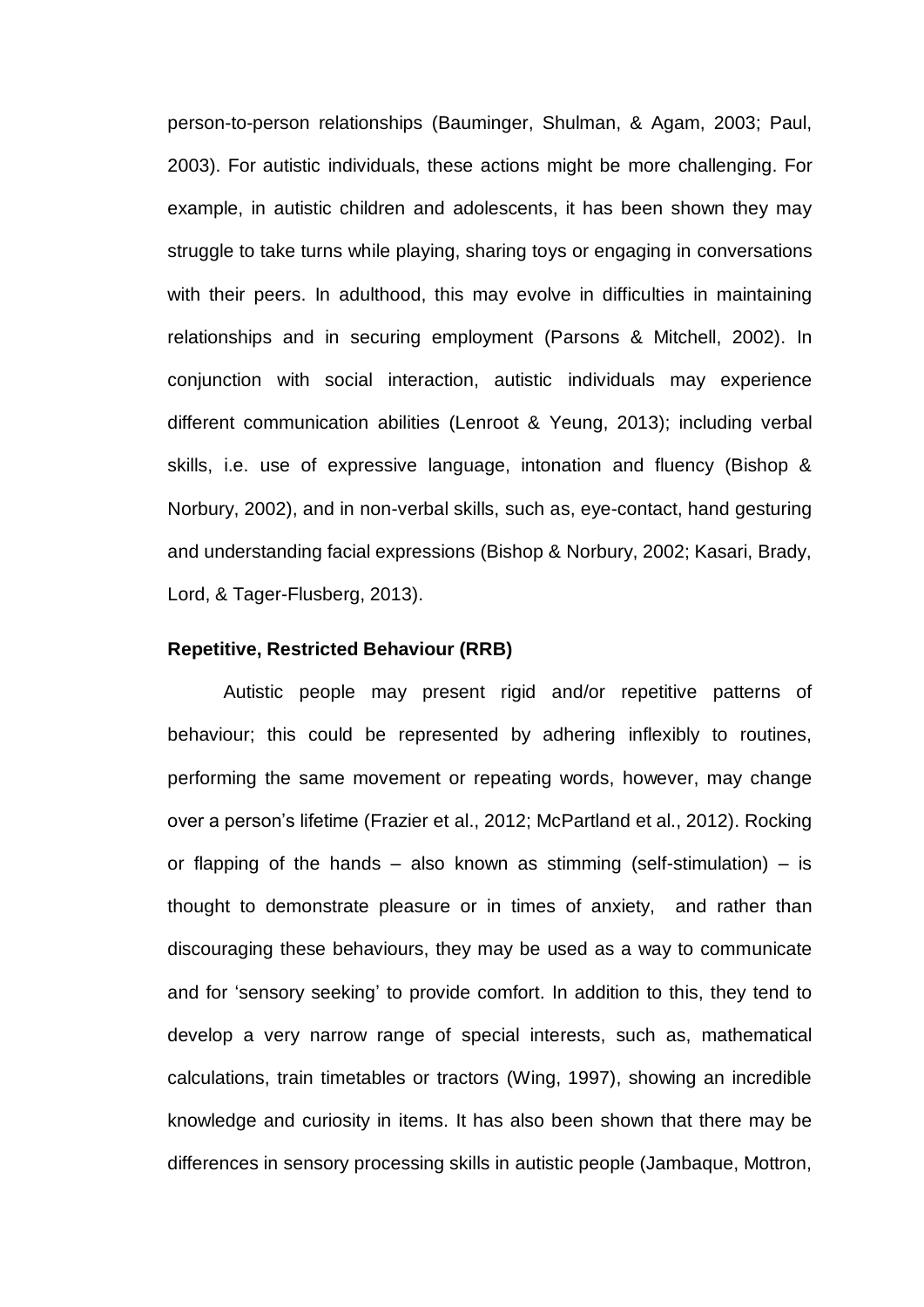person-to-person relationships (Bauminger, Shulman, & Agam, 2003; Paul, 2003). For autistic individuals, these actions might be more challenging. For example, in autistic children and adolescents, it has been shown they may struggle to take turns while playing, sharing toys or engaging in conversations with their peers. In adulthood, this may evolve in difficulties in maintaining relationships and in securing employment (Parsons & Mitchell, 2002). In conjunction with social interaction, autistic individuals may experience different communication abilities (Lenroot & Yeung, 2013); including verbal skills, i.e. use of expressive language, intonation and fluency (Bishop & Norbury, 2002), and in non-verbal skills, such as, eye-contact, hand gesturing and understanding facial expressions (Bishop & Norbury, 2002; Kasari, Brady, Lord, & Tager-Flusberg, 2013).

**Repetitive, Restricted Behaviour (RRB)**

Autistic people may present rigid and/or repetitive patterns of behaviour; this could be represented by adhering inflexibly to routines, performing the same movement or repeating words, however, may change over a person's lifetime (Frazier et al., 2012; McPartland et al., 2012). Rocking or flapping of the hands – also known as stimming (self-stimulation) – is thought to demonstrate pleasure or in times of anxiety, and rather than discouraging these behaviours, they may be used as a way to communicate and for 'sensory seeking' to provide comfort. In addition to this, they tend to develop a very narrow range of special interests, such as, mathematical calculations, train timetables or tractors (Wing, 1997), showing an incredible knowledge and curiosity in items. It has also been shown that there may be differences in sensory processing skills in autistic people (Jambaque, Mottron,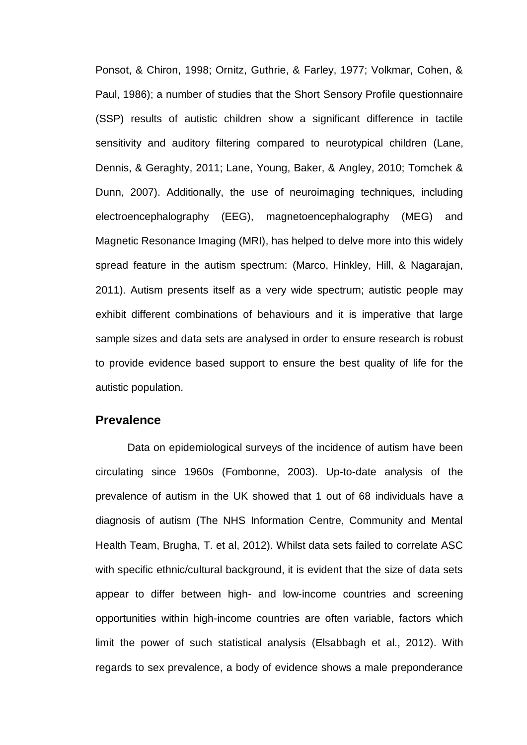Ponsot, & Chiron, 1998; Ornitz, Guthrie, & Farley, 1977; Volkmar, Cohen, & Paul, 1986); a number of studies that the Short Sensory Profile questionnaire (SSP) results of autistic children show a significant difference in tactile sensitivity and auditory filtering compared to neurotypical children (Lane, Dennis, & Geraghty, 2011; Lane, Young, Baker, & Angley, 2010; Tomchek & Dunn, 2007). Additionally, the use of neuroimaging techniques, including electroencephalography (EEG), magnetoencephalography (MEG) and Magnetic Resonance Imaging (MRI), has helped to delve more into this widely spread feature in the autism spectrum: (Marco, Hinkley, Hill, & Nagarajan, 2011). Autism presents itself as a very wide spectrum; autistic people may exhibit different combinations of behaviours and it is imperative that large sample sizes and data sets are analysed in order to ensure research is robust to provide evidence based support to ensure the best quality of life for the autistic population.

## Prevalence

Data on epidemiological surveys of the incidence of autism have been circulating since 1960s (Fombonne, 2003). Up-to-date analysis of the prevalence of autism in the UK showed that 1 out of 68 individuals have a diagnosis of autism (The NHS Information Centre, Community and Mental Health Team, Brugha, T. et al, 2012). Whilst data sets failed to correlate ASC with specific ethnic/cultural background, it is evident that the size of data sets appear to differ between high- and low-income countries and screening opportunities within high-income countries are often variable, factors which limit the power of such statistical analysis (Elsabbagh et al., 2012). With regards to sex prevalence, a body of evidence shows a male preponderance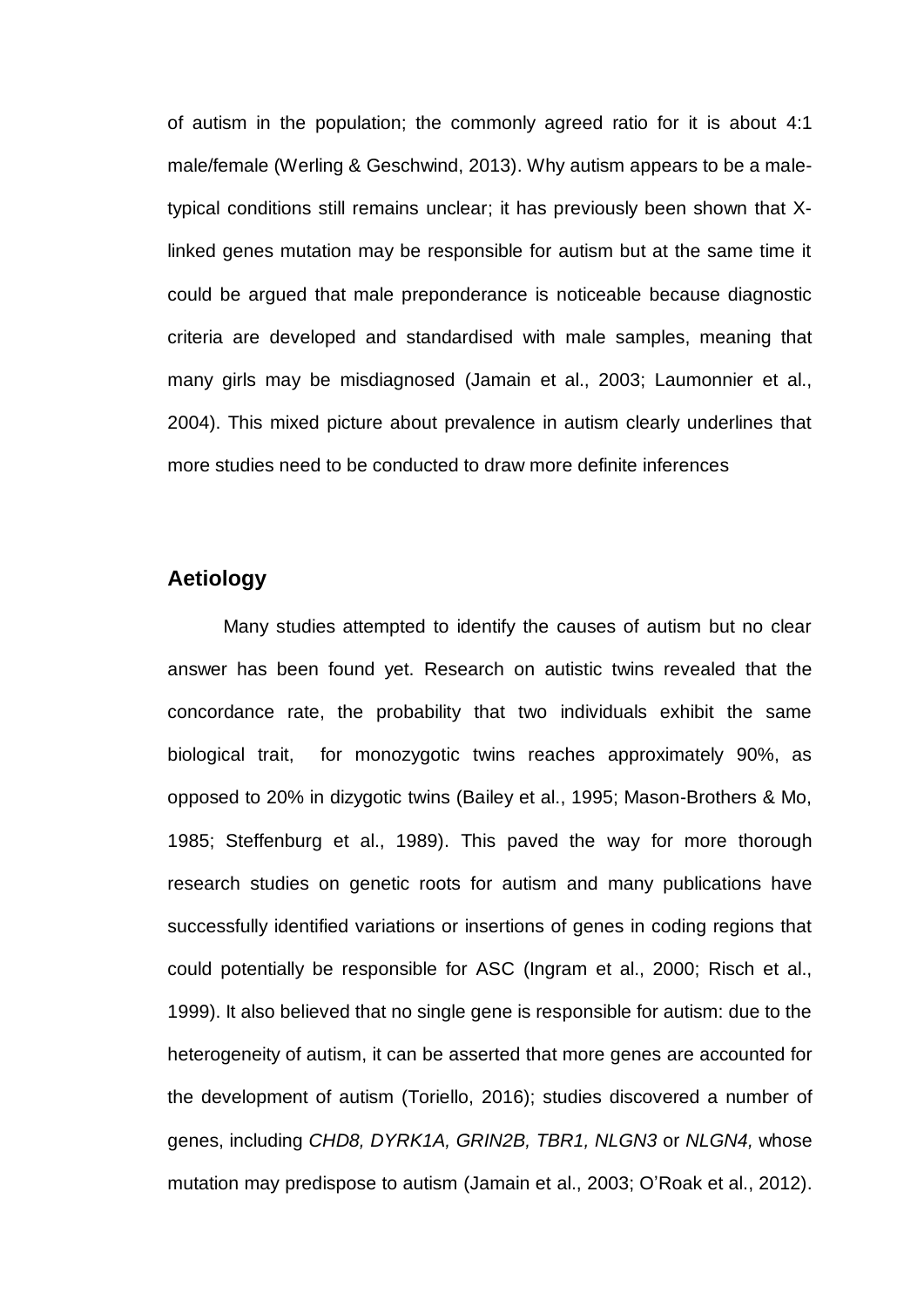of autism in the population; the commonly agreed ratio for it is about 4:1 male/female (Werling & Geschwind, 2013). Why autism appears to be a male-typical conditions still remains unclear; it has previously been shown that X-linked genes mutation may be responsible for autism but at the same time it could be argued that male preponderance is noticeable because diagnostic criteria are developed and standardised with male samples, meaning that many girls may be misdiagnosed (Jamain et al., 2003; Laumonnier et al., 2004). This mixed picture about prevalence in autism clearly underlines that more studies need to be conducted to draw more definite inferences

## Aetiology

Many studies attempted to identify the causes of autism but no clear answer has been found yet. Research on autistic twins revealed that the concordance rate, the probability that two individuals exhibit the same biological trait, for monozygotic twins reaches approximately 90%, as opposed to 20% in dizygotic twins (Bailey et al., 1995; Mason-Brothers & Mo, 1985; Steffenburg et al., 1989). This paved the way for more thorough research studies on genetic roots for autism and many publications have successfully identified variations or insertions of genes in coding regions that could potentially be responsible for ASC (Ingram et al., 2000; Risch et al., 1999). It also believed that no single gene is responsible for autism: due to the heterogeneity of autism, it can be asserted that more genes are accounted for the development of autism (Toriello, 2016); studies discovered a number of genes, including *CHD8, DYRK1A, GRIN2B, TBR1, NLGN3* or *NLGN4,* whose mutation may predispose to autism (Jamain et al., 2003; O'Roak et al., 2012).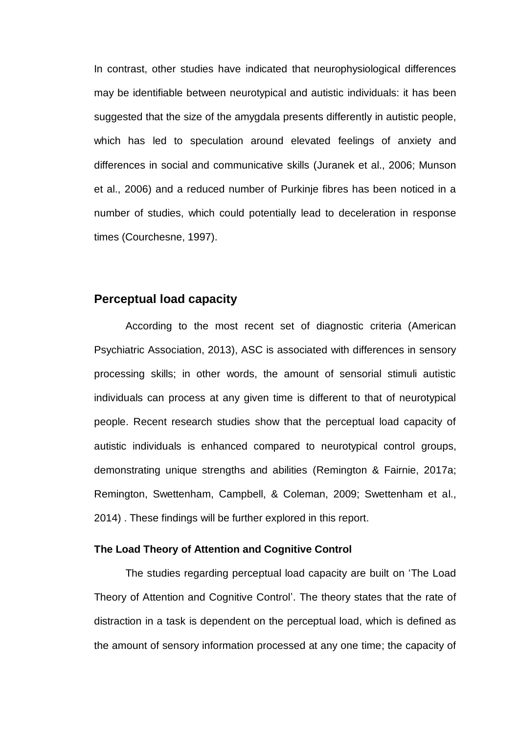In contrast, other studies have indicated that neurophysiological differences may be identifiable between neurotypical and autistic individuals: it has been suggested that the size of the amygdala presents differently in autistic people, which has led to speculation around elevated feelings of anxiety and differences in social and communicative skills (Juranek et al., 2006; Munson et al., 2006) and a reduced number of Purkinje fibres has been noticed in a number of studies, which could potentially lead to deceleration in response times (Courchesne, 1997).

## Perceptual load capacity

According to the most recent set of diagnostic criteria (American Psychiatric Association, 2013), ASC is associated with differences in sensory processing skills; in other words, the amount of sensorial stimuli autistic individuals can process at any given time is different to that of neurotypical people. Recent research studies show that the perceptual load capacity of autistic individuals is enhanced compared to neurotypical control groups, demonstrating unique strengths and abilities (Remington & Fairnie, 2017a; Remington, Swettenham, Campbell, & Coleman, 2009; Swettenham et al., 2014) . These findings will be further explored in this report.

### The Load Theory of Attention and Cognitive Control

The studies regarding perceptual load capacity are built on 'The Load Theory of Attention and Cognitive Control'. The theory states that the rate of distraction in a task is dependent on the perceptual load, which is defined as the amount of sensory information processed at any one time; the capacity of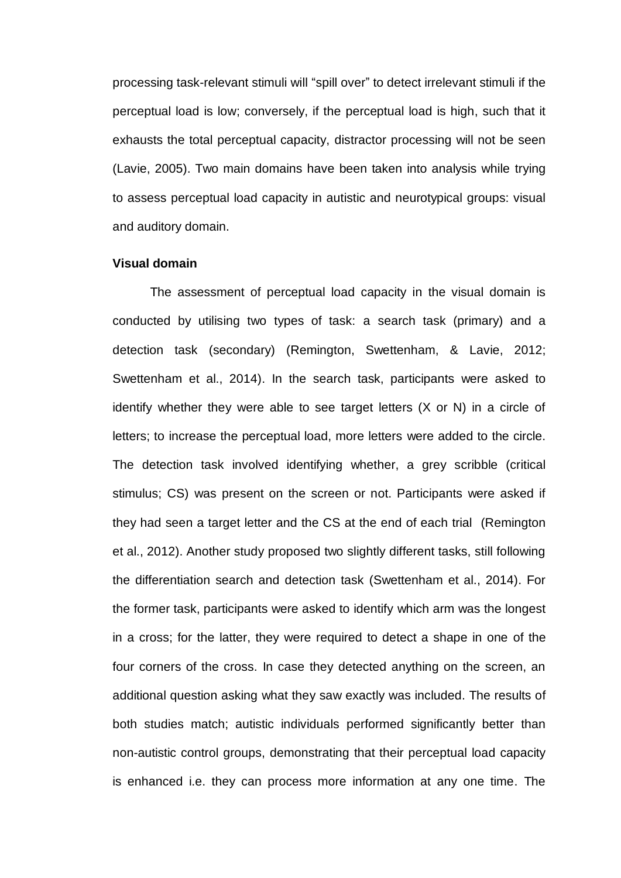processing task-relevant stimuli will "spill over" to detect irrelevant stimuli if the perceptual load is low; conversely, if the perceptual load is high, such that it exhausts the total perceptual capacity, distractor processing will not be seen (Lavie, 2005). Two main domains have been taken into analysis while trying to assess perceptual load capacity in autistic and neurotypical groups: visual and auditory domain.

**Visual domain**

The assessment of perceptual load capacity in the visual domain is conducted by utilising two types of task: a search task (primary) and a detection task (secondary) (Remington, Swettenham, & Lavie, 2012; Swettenham et al., 2014). In the search task, participants were asked to identify whether they were able to see target letters (X or N) in a circle of letters; to increase the perceptual load, more letters were added to the circle. The detection task involved identifying whether, a grey scribble (critical stimulus; CS) was present on the screen or not. Participants were asked if they had seen a target letter and the CS at the end of each trial (Remington et al., 2012). Another study proposed two slightly different tasks, still following the differentiation search and detection task (Swettenham et al., 2014). For the former task, participants were asked to identify which arm was the longest in a cross; for the latter, they were required to detect a shape in one of the four corners of the cross. In case they detected anything on the screen, an additional question asking what they saw exactly was included. The results of both studies match; autistic individuals performed significantly better than non-autistic control groups, demonstrating that their perceptual load capacity is enhanced i.e. they can process more information at any one time. The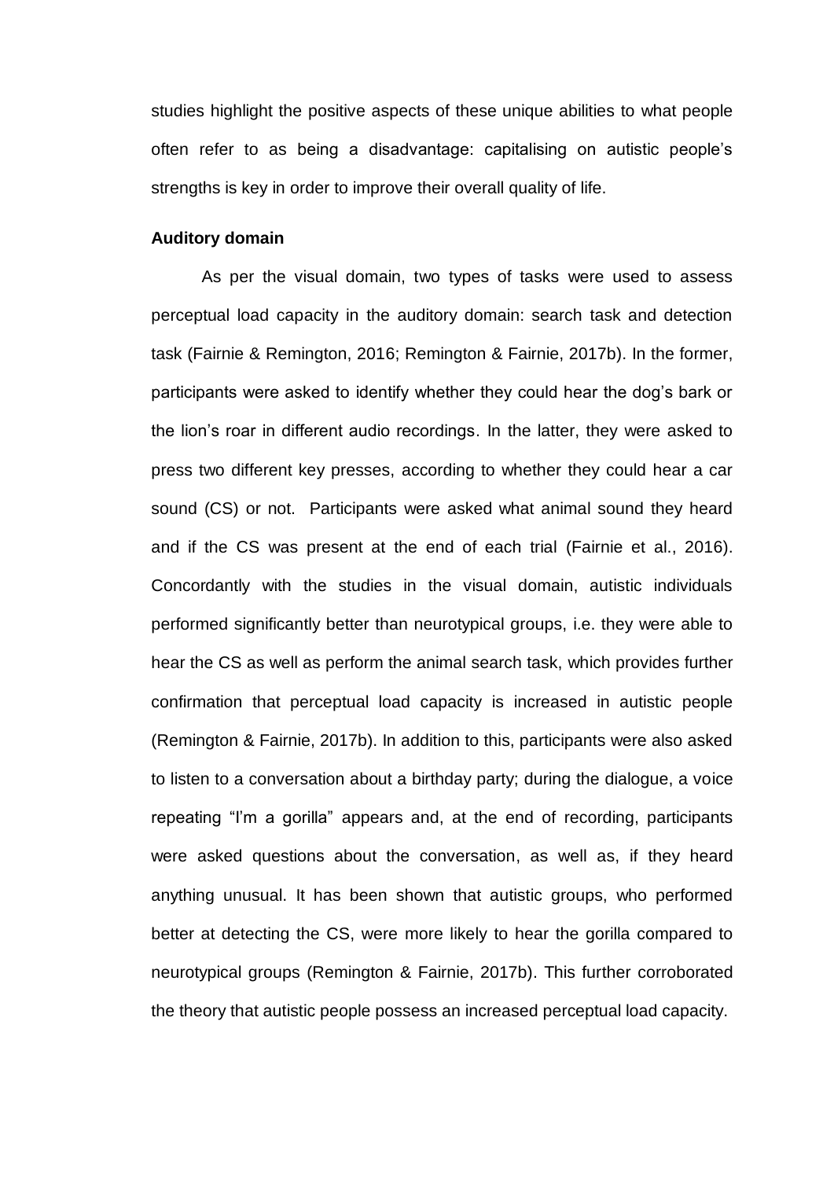studies highlight the positive aspects of these unique abilities to what people often refer to as being a disadvantage: capitalising on autistic people's strengths is key in order to improve their overall quality of life.

**Auditory domain**

As per the visual domain, two types of tasks were used to assess perceptual load capacity in the auditory domain: search task and detection task (Fairnie & Remington, 2016; Remington & Fairnie, 2017b). In the former, participants were asked to identify whether they could hear the dog's bark or the lion's roar in different audio recordings. In the latter, they were asked to press two different key presses, according to whether they could hear a car sound (CS) or not. Participants were asked what animal sound they heard and if the CS was present at the end of each trial (Fairnie et al., 2016). Concordantly with the studies in the visual domain, autistic individuals performed significantly better than neurotypical groups, i.e. they were able to hear the CS as well as perform the animal search task, which provides further confirmation that perceptual load capacity is increased in autistic people (Remington & Fairnie, 2017b). In addition to this, participants were also asked to listen to a conversation about a birthday party; during the dialogue, a voice repeating "I'm a gorilla" appears and, at the end of recording, participants were asked questions about the conversation, as well as, if they heard anything unusual. It has been shown that autistic groups, who performed better at detecting the CS, were more likely to hear the gorilla compared to neurotypical groups (Remington & Fairnie, 2017b). This further corroborated the theory that autistic people possess an increased perceptual load capacity.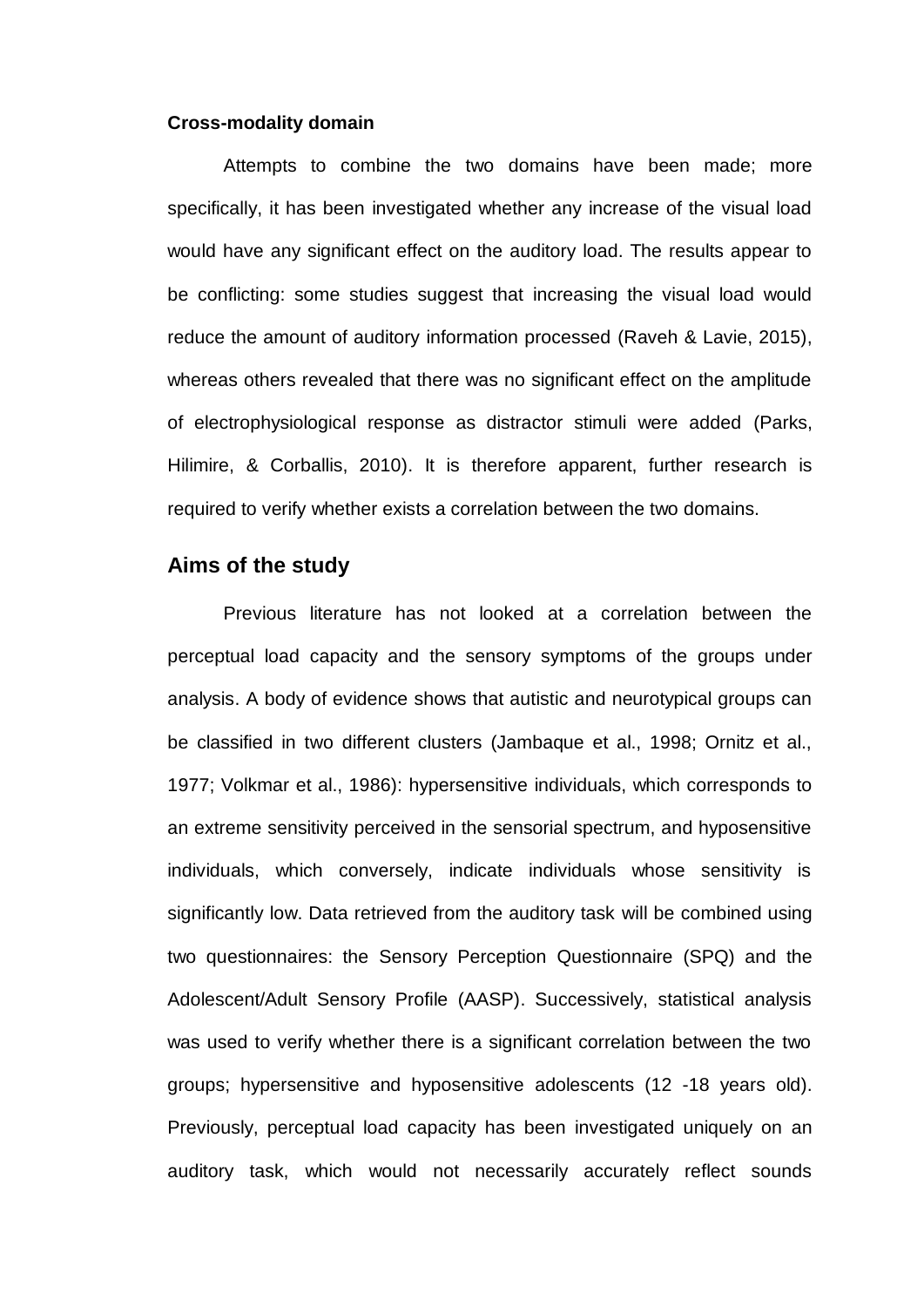### Cross-modality domain

Attempts to combine the two domains have been made; more specifically, it has been investigated whether any increase of the visual load would have any significant effect on the auditory load. The results appear to be conflicting: some studies suggest that increasing the visual load would reduce the amount of auditory information processed (Raveh & Lavie, 2015), whereas others revealed that there was no significant effect on the amplitude of electrophysiological response as distractor stimuli were added (Parks, Hilimire, & Corballis, 2010). It is therefore apparent, further research is required to verify whether exists a correlation between the two domains.

## Aims of the study

Previous literature has not looked at a correlation between the perceptual load capacity and the sensory symptoms of the groups under analysis. A body of evidence shows that autistic and neurotypical groups can be classified in two different clusters (Jambaque et al., 1998; Ornitz et al., 1977; Volkmar et al., 1986): hypersensitive individuals, which corresponds to an extreme sensitivity perceived in the sensorial spectrum, and hyposensitive individuals, which conversely, indicate individuals whose sensitivity is significantly low. Data retrieved from the auditory task will be combined using two questionnaires: the Sensory Perception Questionnaire (SPQ) and the Adolescent/Adult Sensory Profile (AASP). Successively, statistical analysis was used to verify whether there is a significant correlation between the two groups; hypersensitive and hyposensitive adolescents (12 -18 years old). Previously, perceptual load capacity has been investigated uniquely on an auditory task, which would not necessarily accurately reflect sounds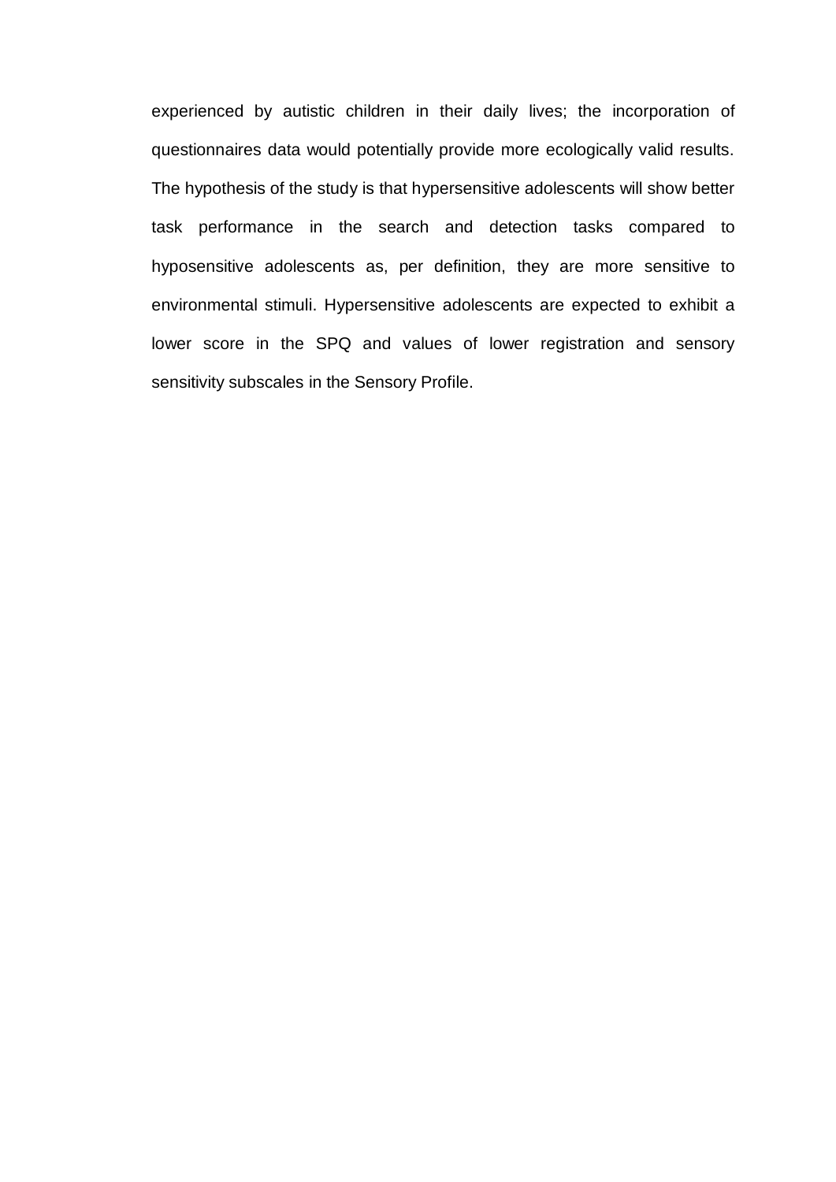experienced by autistic children in their daily lives; the incorporation of questionnaires data would potentially provide more ecologically valid results. The hypothesis of the study is that hypersensitive adolescents will show better task performance in the search and detection tasks compared to hyposensitive adolescents as, per definition, they are more sensitive to environmental stimuli. Hypersensitive adolescents are expected to exhibit a lower score in the SPQ and values of lower registration and sensory sensitivity subscales in the Sensory Profile.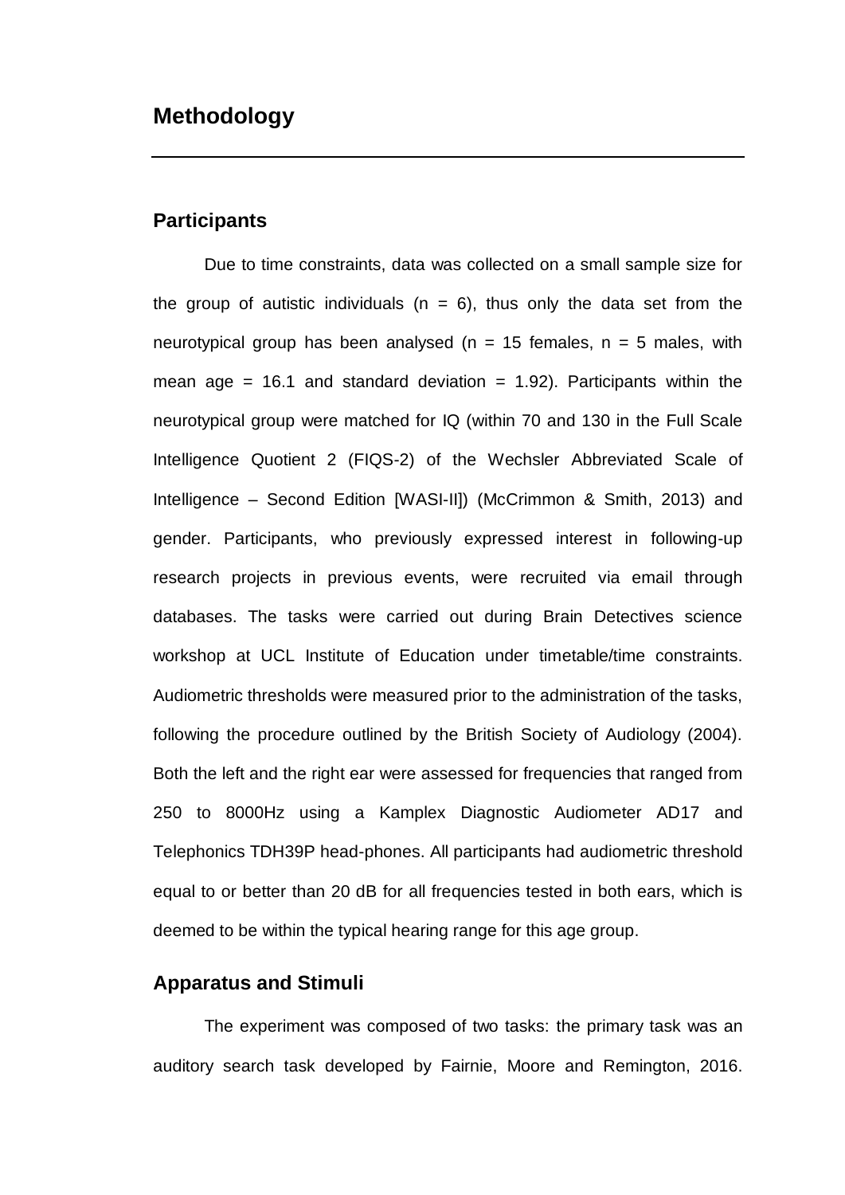# Methodology

## Participants

Due to time constraints, data was collected on a small sample size for the group of autistic individuals (n = 6), thus only the data set from the neurotypical group has been analysed (n = 15 females, n = 5 males, with mean age = 16.1 and standard deviation = 1.92). Participants within the neurotypical group were matched for IQ (within 70 and 130 in the Full Scale Intelligence Quotient 2 (FIQS-2) of the Wechsler Abbreviated Scale of Intelligence – Second Edition [WASI-II]) (McCrimmon & Smith, 2013) and gender. Participants, who previously expressed interest in following-up research projects in previous events, were recruited via email through databases. The tasks were carried out during Brain Detectives science workshop at UCL Institute of Education under timetable/time constraints. Audiometric thresholds were measured prior to the administration of the tasks, following the procedure outlined by the British Society of Audiology (2004). Both the left and the right ear were assessed for frequencies that ranged from 250 to 8000Hz using a Kamplex Diagnostic Audiometer AD17 and Telephonics TDH39P head-phones. All participants had audiometric threshold equal to or better than 20 dB for all frequencies tested in both ears, which is deemed to be within the typical hearing range for this age group.

## Apparatus and Stimuli

The experiment was composed of two tasks: the primary task was an auditory search task developed by Fairnie, Moore and Remington, 2016.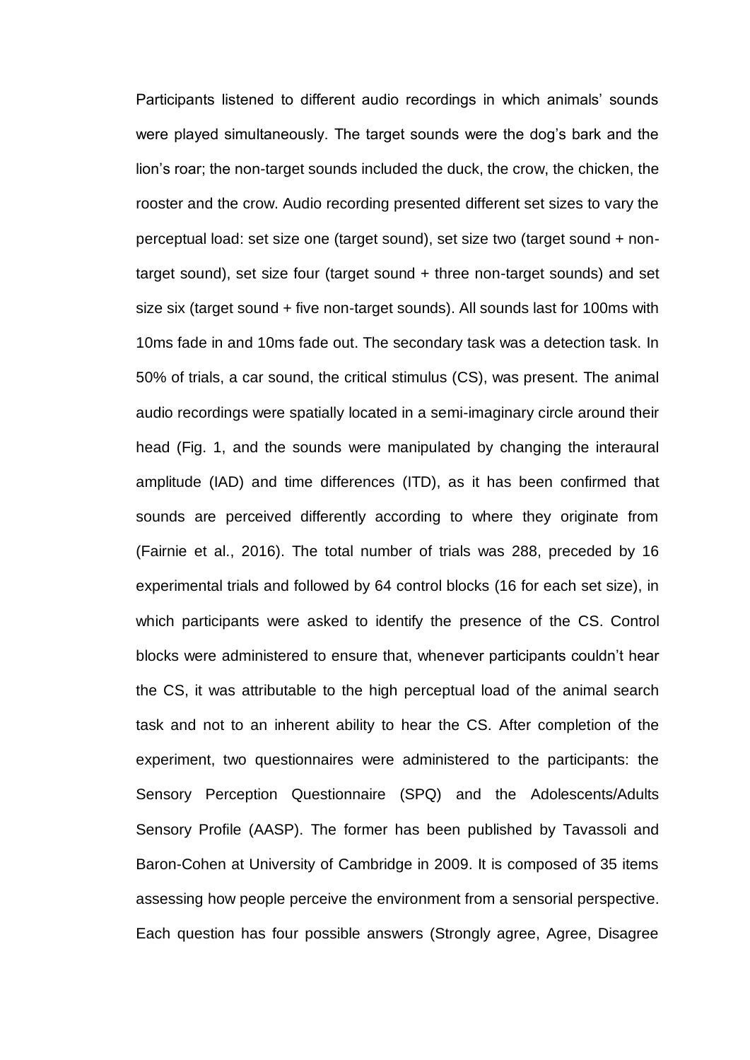Participants listened to different audio recordings in which animals' sounds were played simultaneously. The target sounds were the dog's bark and the lion's roar; the non-target sounds included the duck, the crow, the chicken, the rooster and the crow. Audio recording presented different set sizes to vary the perceptual load: set size one (target sound), set size two (target sound + non-target sound), set size four (target sound + three non-target sounds) and set size six (target sound + five non-target sounds). All sounds last for 100ms with 10ms fade in and 10ms fade out. The secondary task was a detection task. In 50% of trials, a car sound, the critical stimulus (CS), was present. The animal audio recordings were spatially located in a semi-imaginary circle around their head (Fig. 1, and the sounds were manipulated by changing the interaural amplitude (IAD) and time differences (ITD), as it has been confirmed that sounds are perceived differently according to where they originate from (Fairnie et al., 2016). The total number of trials was 288, preceded by 16 experimental trials and followed by 64 control blocks (16 for each set size), in which participants were asked to identify the presence of the CS. Control blocks were administered to ensure that, whenever participants couldn't hear the CS, it was attributable to the high perceptual load of the animal search task and not to an inherent ability to hear the CS. After completion of the experiment, two questionnaires were administered to the participants: the Sensory Perception Questionnaire (SPQ) and the Adolescents/Adults Sensory Profile (AASP). The former has been published by Tavassoli and Baron-Cohen at University of Cambridge in 2009. It is composed of 35 items assessing how people perceive the environment from a sensorial perspective. Each question has four possible answers (Strongly agree, Agree, Disagree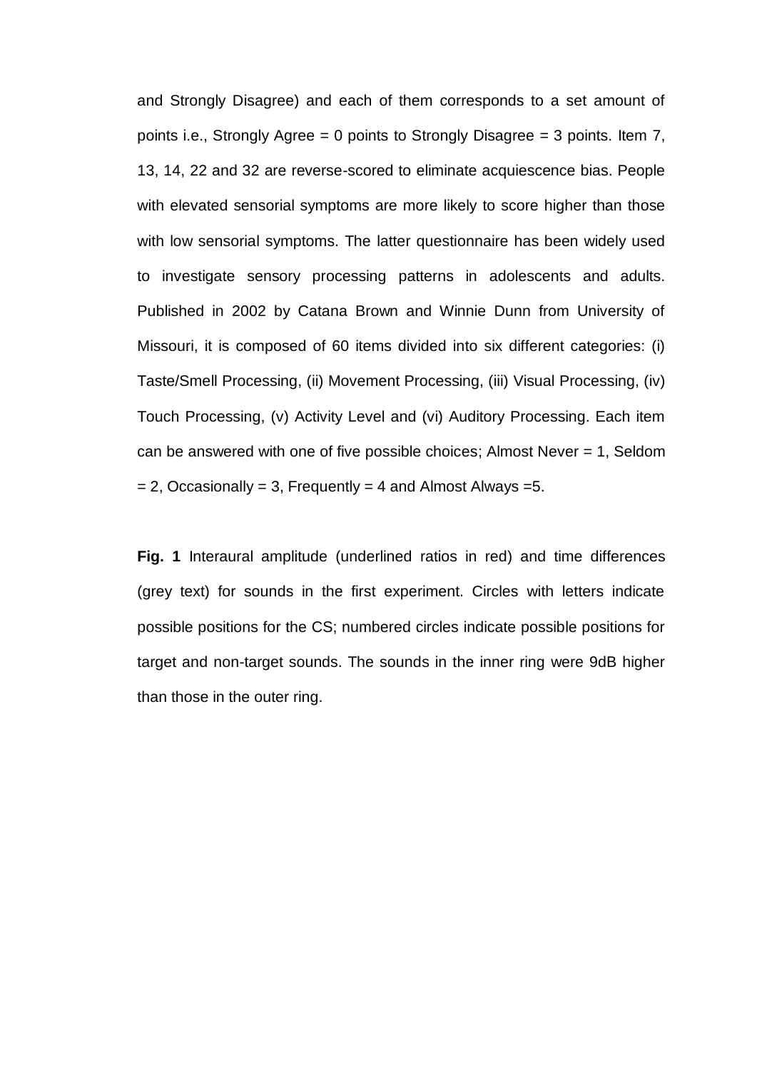and Strongly Disagree) and each of them corresponds to a set amount of points i.e., Strongly Agree = 0 points to Strongly Disagree = 3 points. Item 7, 13, 14, 22 and 32 are reverse-scored to eliminate acquiescence bias. People with elevated sensorial symptoms are more likely to score higher than those with low sensorial symptoms. The latter questionnaire has been widely used to investigate sensory processing patterns in adolescents and adults. Published in 2002 by Catana Brown and Winnie Dunn from University of Missouri, it is composed of 60 items divided into six different categories: (i) Taste/Smell Processing, (ii) Movement Processing, (iii) Visual Processing, (iv) Touch Processing, (v) Activity Level and (vi) Auditory Processing. Each item can be answered with one of five possible choices; Almost Never = 1, Seldom = 2, Occasionally = 3, Frequently = 4 and Almost Always =5.

**Fig. 1** Interaural amplitude (underlined ratios in red) and time differences (grey text) for sounds in the first experiment. Circles with letters indicate possible positions for the CS; numbered circles indicate possible positions for target and non-target sounds. The sounds in the inner ring were 9dB higher than those in the outer ring.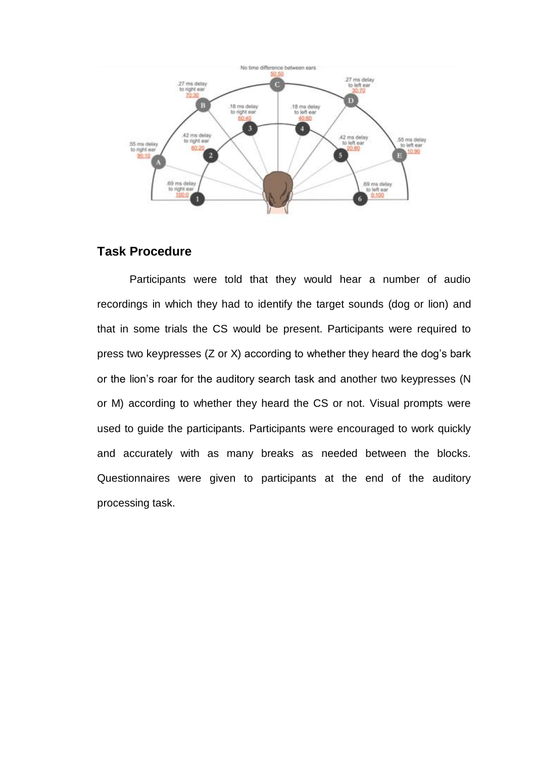## Task Procedure

Participants were told that they would hear a number of audio recordings in which they had to identify the target sounds (dog or lion) and that in some trials the CS would be present. Participants were required to press two keypresses (Z or X) according to whether they heard the dog's bark or the lion's roar for the auditory search task and another two keypresses (N or M) according to whether they heard the CS or not. Visual prompts were used to guide the participants. Participants were encouraged to work quickly and accurately with as many breaks as needed between the blocks. Questionnaires were given to participants at the end of the auditory processing task.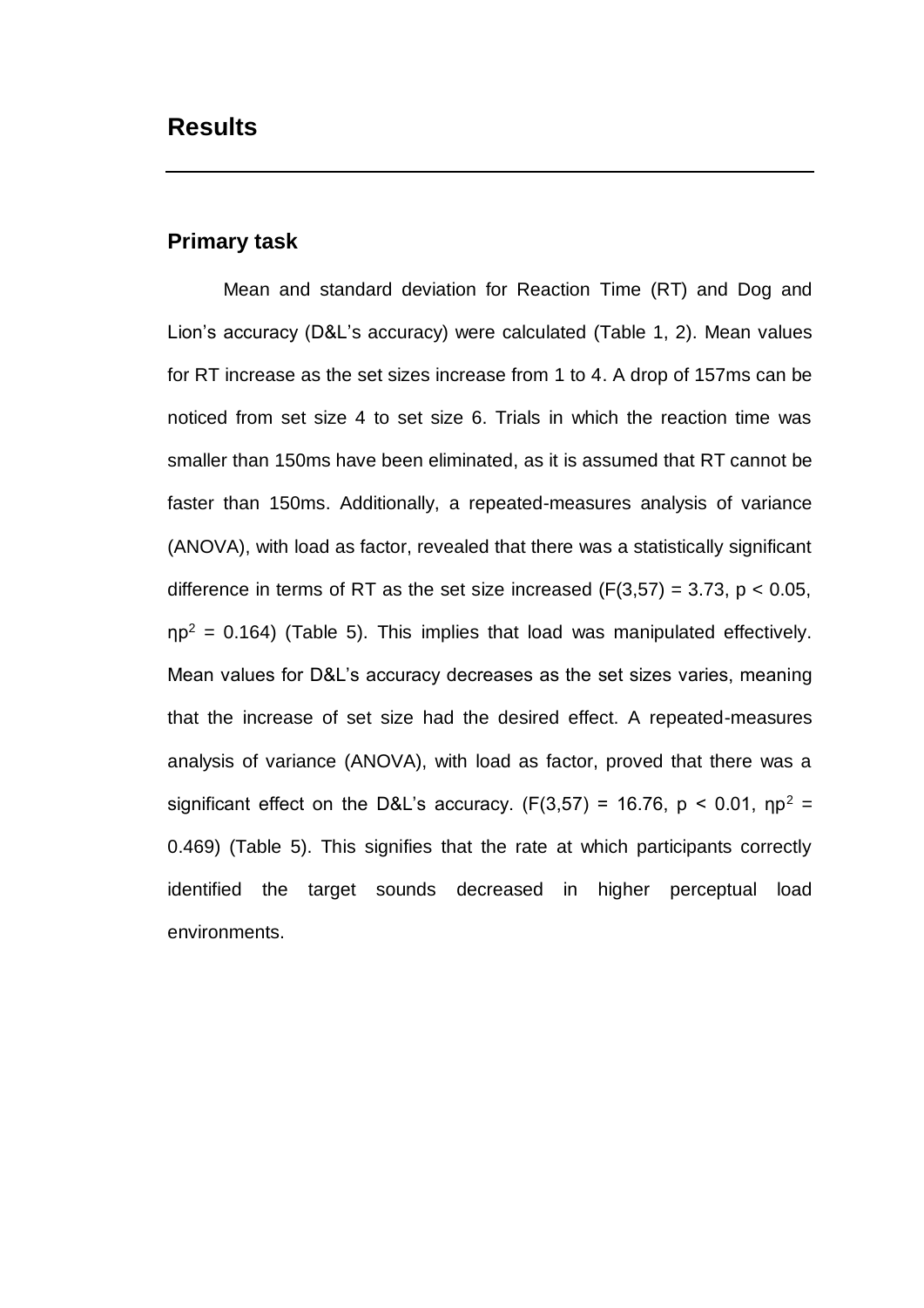# Results

## Primary task

Mean and standard deviation for Reaction Time (RT) and Dog and Lion's accuracy (D&L's accuracy) were calculated (Table 1, 2). Mean values for RT increase as the set sizes increase from 1 to 4. A drop of 157ms can be noticed from set size 4 to set size 6. Trials in which the reaction time was smaller than 150ms have been eliminated, as it is assumed that RT cannot be faster than 150ms. Additionally, a repeated-measures analysis of variance (ANOVA), with load as factor, revealed that there was a statistically significant difference in terms of RT as the set size increased ($F(3,57) = 3.73$, $p < 0.05$, $\eta p^2 = 0.164$) (Table 5). This implies that load was manipulated effectively. Mean values for D&L's accuracy decreases as the set sizes varies, meaning that the increase of set size had the desired effect. A repeated-measures analysis of variance (ANOVA), with load as factor, proved that there was a significant effect on the D&L's accuracy. ($F(3,57) = 16.76$, $p < 0.01$, $\eta p^2 = 0.469$) (Table 5). This signifies that the rate at which participants correctly identified the target sounds decreased in higher perceptual load environments.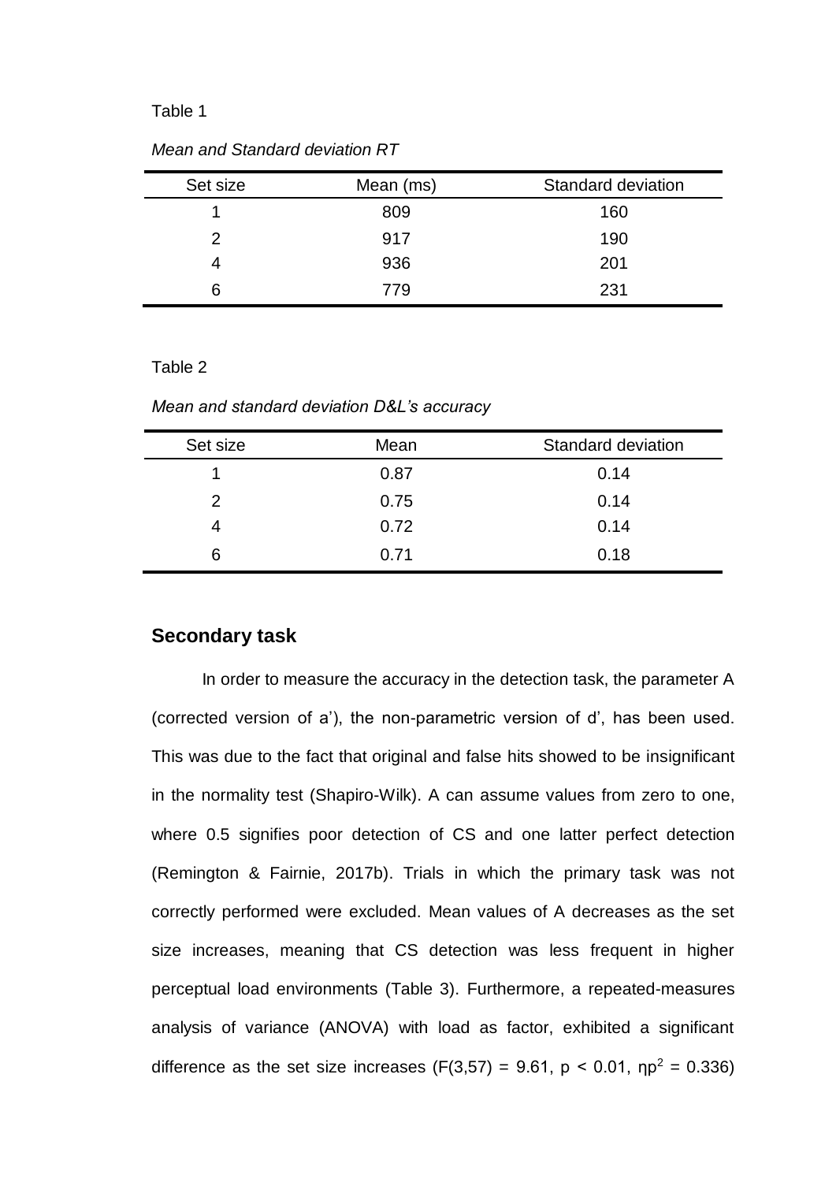Table 1

*Mean and Standard deviation RT*

| Set size | Mean (ms) | Standard deviation |
|---|---|---|
| 1 | 809 | 160 |
| 2 | 917 | 190 |
| 4 | 936 | 201 |
| 6 | 779 | 231 |

Table 2

*Mean and standard deviation D&L's accuracy*

| Set size | Mean | Standard deviation |
|---|---|---|
| 1 | 0.87 | 0.14 |
| 2 | 0.75 | 0.14 |
| 4 | 0.72 | 0.14 |
| 6 | 0.71 | 0.18 |

## Secondary task

In order to measure the accuracy in the detection task, the parameter A (corrected version of a'), the non-parametric version of d', has been used. This was due to the fact that original and false hits showed to be insignificant in the normality test (Shapiro-Wilk). A can assume values from zero to one, where 0.5 signifies poor detection of CS and one latter perfect detection (Remington & Fairnie, 2017b). Trials in which the primary task was not correctly performed were excluded. Mean values of A decreases as the set size increases, meaning that CS detection was less frequent in higher perceptual load environments (Table 3). Furthermore, a repeated-measures analysis of variance (ANOVA) with load as factor, exhibited a significant difference as the set size increases ($F(3,57) = 9.61$, $p < 0.01$, $\eta p^2 = 0.336$)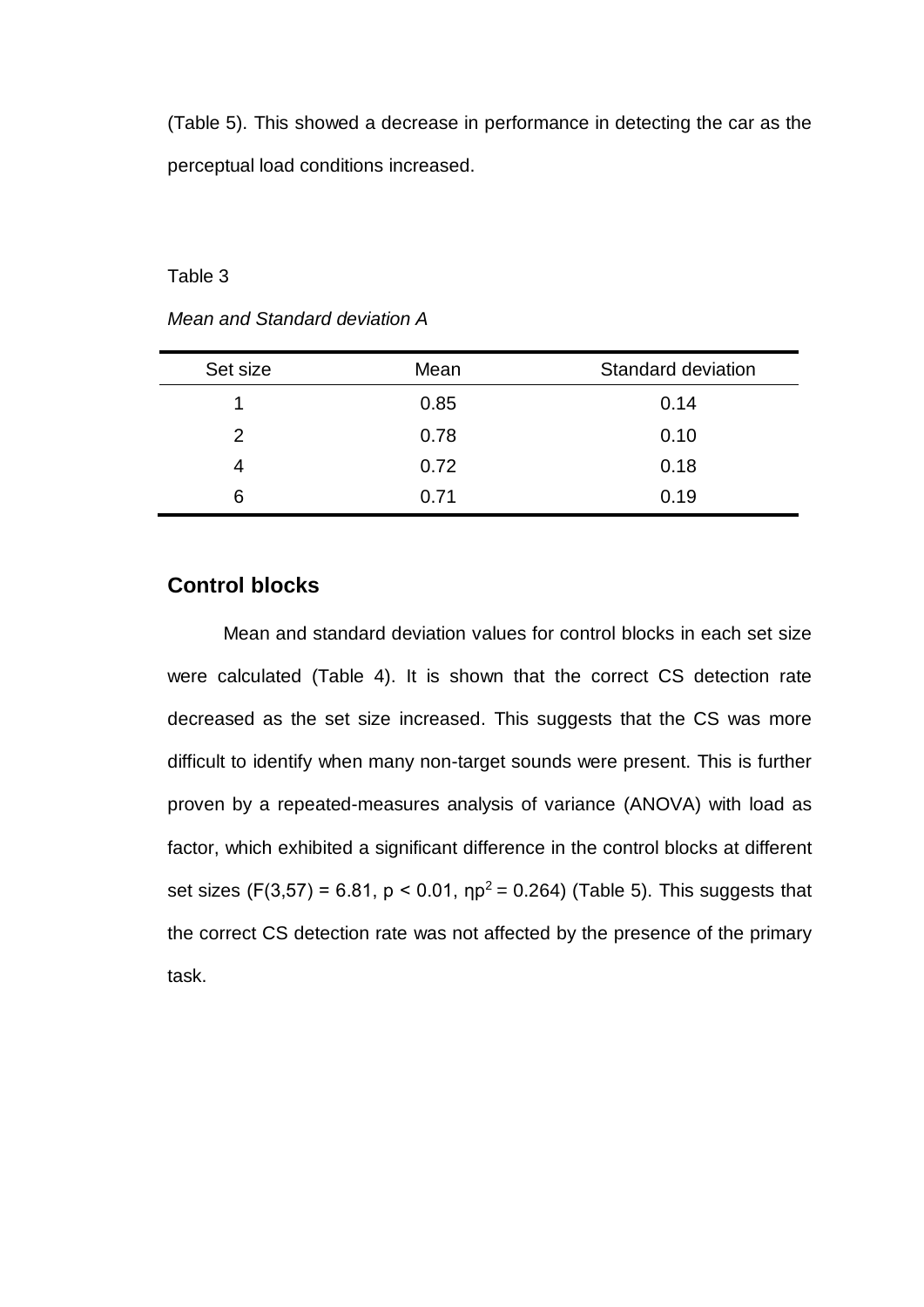(Table 5). This showed a decrease in performance in detecting the car as the perceptual load conditions increased.

Table 3

*Mean and Standard deviation A*

| Set size | Mean | Standard deviation |
|---|---|---|
| 1 | 0.85 | 0.14 |
| 2 | 0.78 | 0.10 |
| 4 | 0.72 | 0.18 |
| 6 | 0.71 | 0.19 |

## Control blocks

Mean and standard deviation values for control blocks in each set size were calculated (Table 4). It is shown that the correct CS detection rate decreased as the set size increased. This suggests that the CS was more difficult to identify when many non-target sounds were present. This is further proven by a repeated-measures analysis of variance (ANOVA) with load as factor, which exhibited a significant difference in the control blocks at different set sizes ($F(3,57) = 6.81$, $p < 0.01$, $\eta p^2 = 0.264$) (Table 5). This suggests that the correct CS detection rate was not affected by the presence of the primary task.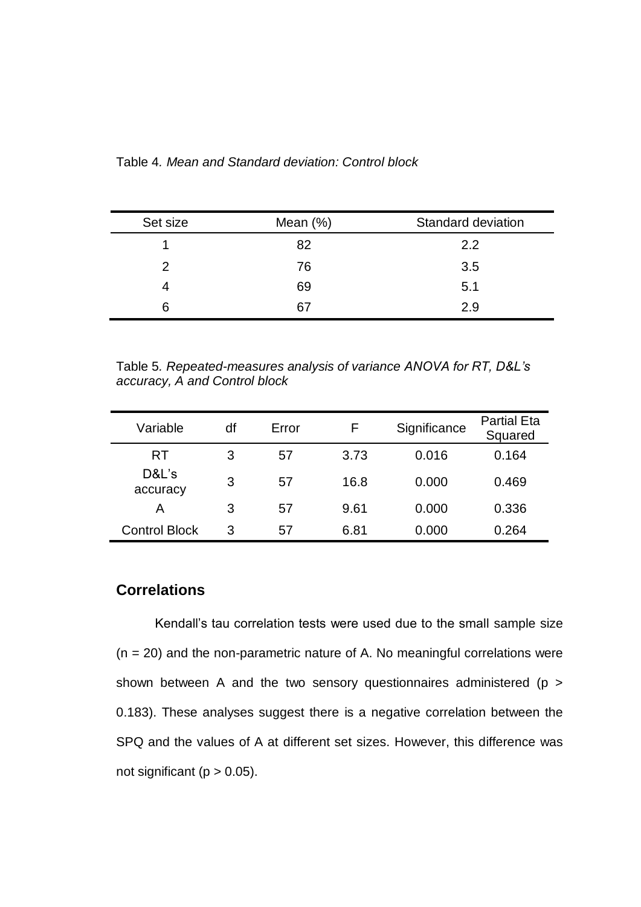Table 4. *Mean and Standard deviation: Control block*

| Set size | Mean (%) | Standard deviation |
|---|---|---|
| 1 | 82 | 2.2 |
| 2 | 76 | 3.5 |
| 4 | 69 | 5.1 |
| 6 | 67 | 2.9 |

Table 5. *Repeated-measures analysis of variance ANOVA for RT, D&L's accuracy, A and Control block*

| Variable | df | Error | F | Significance | Partial Eta Squared |
|---|---|---|---|---|---|
| RT | 3 | 57 | 3.73 | 0.016 | 0.164 |
| D&L's accuracy | 3 | 57 | 16.8 | 0.000 | 0.469 |
| A | 3 | 57 | 9.61 | 0.000 | 0.336 |
| Control Block | 3 | 57 | 6.81 | 0.000 | 0.264 |

## Correlations

Kendall's tau correlation tests were used due to the small sample size ($n = 20$) and the non-parametric nature of A. No meaningful correlations were shown between A and the two sensory questionnaires administered ($p > 0.183$). These analyses suggest there is a negative correlation between the SPQ and the values of A at different set sizes. However, this difference was not significant ($p > 0.05$).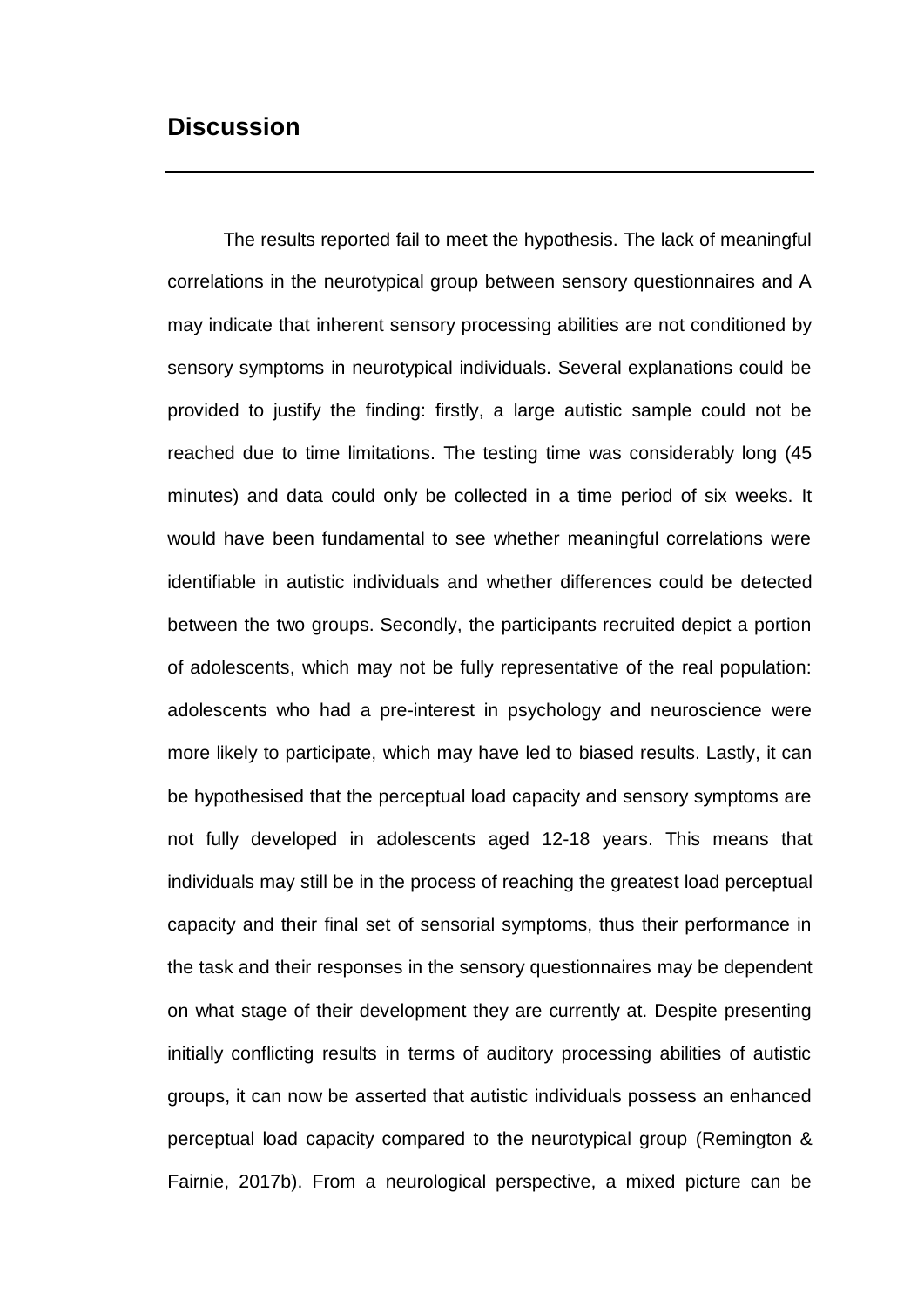## Discussion

The results reported fail to meet the hypothesis. The lack of meaningful correlations in the neurotypical group between sensory questionnaires and A may indicate that inherent sensory processing abilities are not conditioned by sensory symptoms in neurotypical individuals. Several explanations could be provided to justify the finding: firstly, a large autistic sample could not be reached due to time limitations. The testing time was considerably long (45 minutes) and data could only be collected in a time period of six weeks. It would have been fundamental to see whether meaningful correlations were identifiable in autistic individuals and whether differences could be detected between the two groups. Secondly, the participants recruited depict a portion of adolescents, which may not be fully representative of the real population: adolescents who had a pre-interest in psychology and neuroscience were more likely to participate, which may have led to biased results. Lastly, it can be hypothesised that the perceptual load capacity and sensory symptoms are not fully developed in adolescents aged 12-18 years. This means that individuals may still be in the process of reaching the greatest load perceptual capacity and their final set of sensorial symptoms, thus their performance in the task and their responses in the sensory questionnaires may be dependent on what stage of their development they are currently at. Despite presenting initially conflicting results in terms of auditory processing abilities of autistic groups, it can now be asserted that autistic individuals possess an enhanced perceptual load capacity compared to the neurotypical group (Remington & Fairnie, 2017b). From a neurological perspective, a mixed picture can be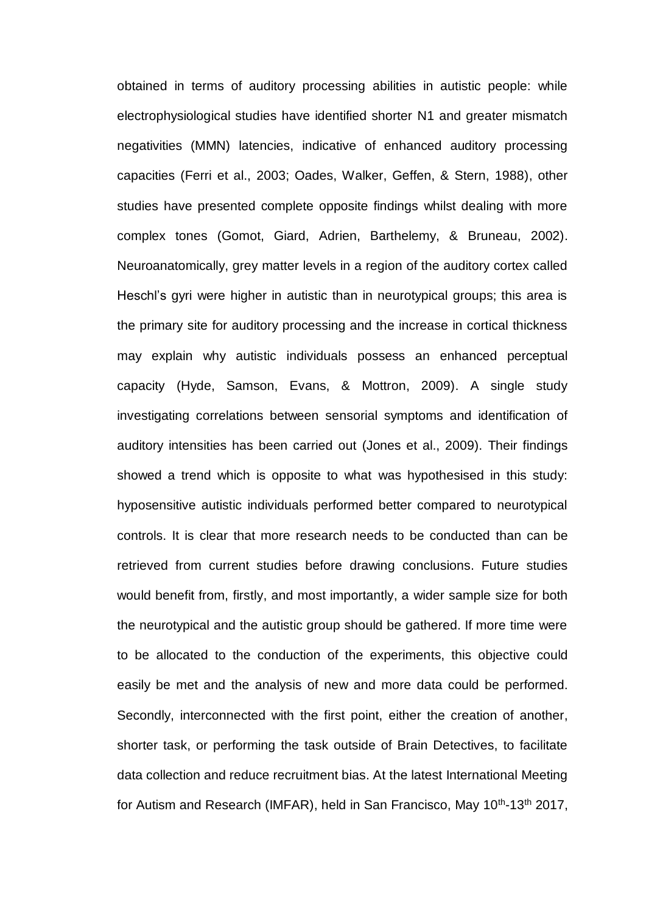obtained in terms of auditory processing abilities in autistic people: while electrophysiological studies have identified shorter N1 and greater mismatch negativities (MMN) latencies, indicative of enhanced auditory processing capacities (Ferri et al., 2003; Oades, Walker, Geffen, & Stern, 1988), other studies have presented complete opposite findings whilst dealing with more complex tones (Gomot, Giard, Adrien, Barthelemy, & Bruneau, 2002). Neuroanatomically, grey matter levels in a region of the auditory cortex called Heschl's gyri were higher in autistic than in neurotypical groups; this area is the primary site for auditory processing and the increase in cortical thickness may explain why autistic individuals possess an enhanced perceptual capacity (Hyde, Samson, Evans, & Mottron, 2009). A single study investigating correlations between sensorial symptoms and identification of auditory intensities has been carried out (Jones et al., 2009). Their findings showed a trend which is opposite to what was hypothesised in this study: hyposensitive autistic individuals performed better compared to neurotypical controls. It is clear that more research needs to be conducted than can be retrieved from current studies before drawing conclusions. Future studies would benefit from, firstly, and most importantly, a wider sample size for both the neurotypical and the autistic group should be gathered. If more time were to be allocated to the conduction of the experiments, this objective could easily be met and the analysis of new and more data could be performed. Secondly, interconnected with the first point, either the creation of another, shorter task, or performing the task outside of Brain Detectives, to facilitate data collection and reduce recruitment bias. At the latest International Meeting for Autism and Research (IMFAR), held in San Francisco, May 10th-13th 2017,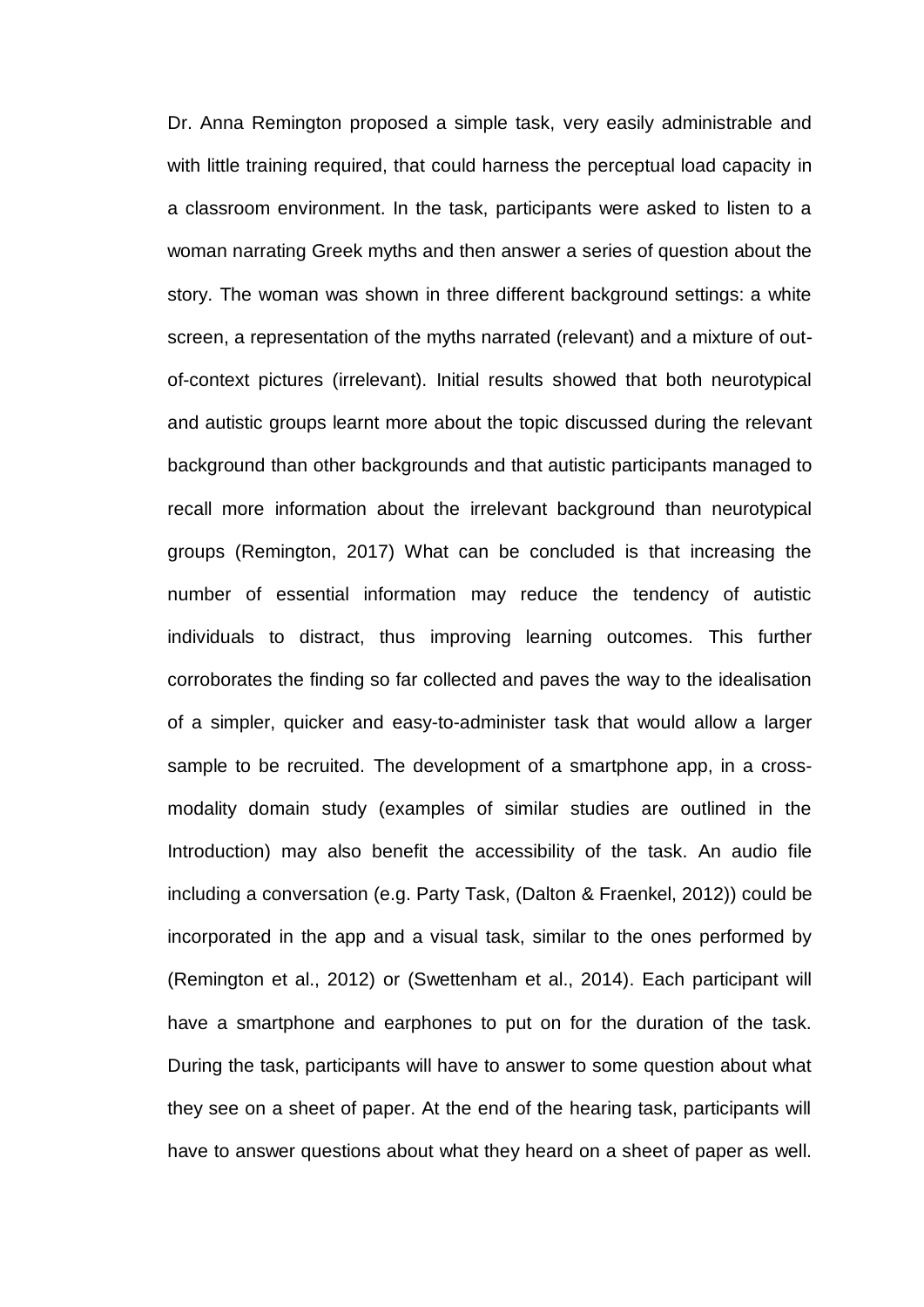Dr. Anna Remington proposed a simple task, very easily administrable and with little training required, that could harness the perceptual load capacity in a classroom environment. In the task, participants were asked to listen to a woman narrating Greek myths and then answer a series of question about the story. The woman was shown in three different background settings: a white screen, a representation of the myths narrated (relevant) and a mixture of out-of-context pictures (irrelevant). Initial results showed that both neurotypical and autistic groups learnt more about the topic discussed during the relevant background than other backgrounds and that autistic participants managed to recall more information about the irrelevant background than neurotypical groups (Remington, 2017) What can be concluded is that increasing the number of essential information may reduce the tendency of autistic individuals to distract, thus improving learning outcomes. This further corroborates the finding so far collected and paves the way to the idealisation of a simpler, quicker and easy-to-administer task that would allow a larger sample to be recruited. The development of a smartphone app, in a cross-modality domain study (examples of similar studies are outlined in the Introduction) may also benefit the accessibility of the task. An audio file including a conversation (e.g. Party Task, (Dalton & Fraenkel, 2012)) could be incorporated in the app and a visual task, similar to the ones performed by (Remington et al., 2012) or (Swettenham et al., 2014). Each participant will have a smartphone and earphones to put on for the duration of the task. During the task, participants will have to answer to some question about what they see on a sheet of paper. At the end of the hearing task, participants will have to answer questions about what they heard on a sheet of paper as well.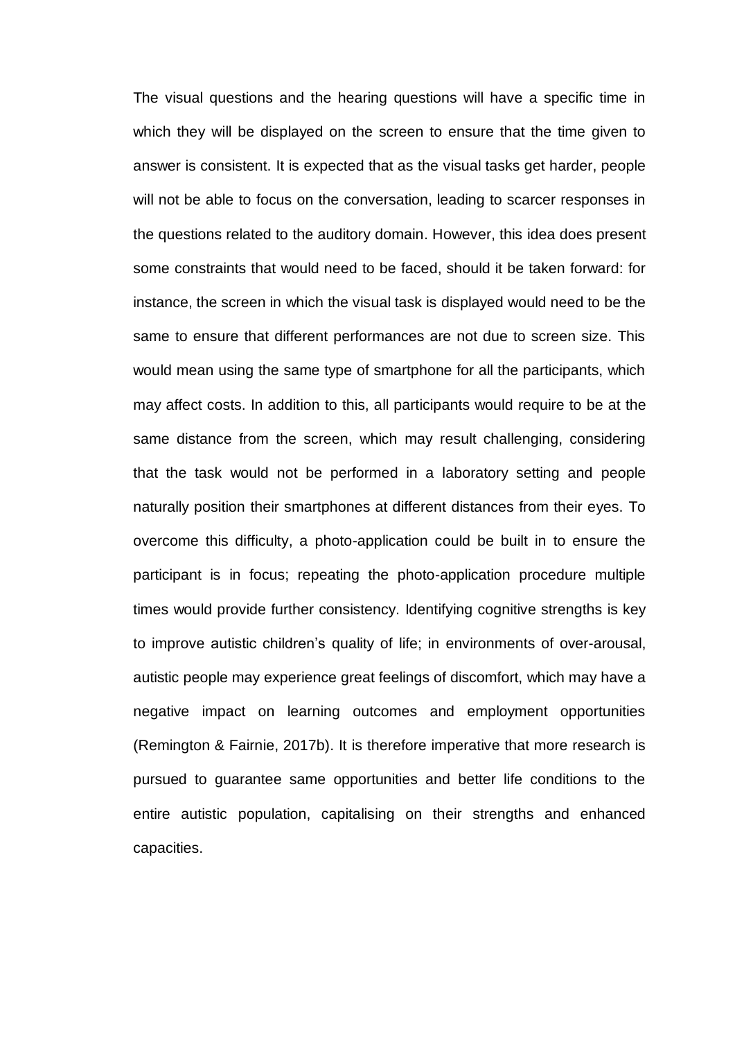The visual questions and the hearing questions will have a specific time in which they will be displayed on the screen to ensure that the time given to answer is consistent. It is expected that as the visual tasks get harder, people will not be able to focus on the conversation, leading to scarcer responses in the questions related to the auditory domain. However, this idea does present some constraints that would need to be faced, should it be taken forward: for instance, the screen in which the visual task is displayed would need to be the same to ensure that different performances are not due to screen size. This would mean using the same type of smartphone for all the participants, which may affect costs. In addition to this, all participants would require to be at the same distance from the screen, which may result challenging, considering that the task would not be performed in a laboratory setting and people naturally position their smartphones at different distances from their eyes. To overcome this difficulty, a photo-application could be built in to ensure the participant is in focus; repeating the photo-application procedure multiple times would provide further consistency. Identifying cognitive strengths is key to improve autistic children's quality of life; in environments of over-arousal, autistic people may experience great feelings of discomfort, which may have a negative impact on learning outcomes and employment opportunities (Remington & Fairnie, 2017b). It is therefore imperative that more research is pursued to guarantee same opportunities and better life conditions to the entire autistic population, capitalising on their strengths and enhanced capacities.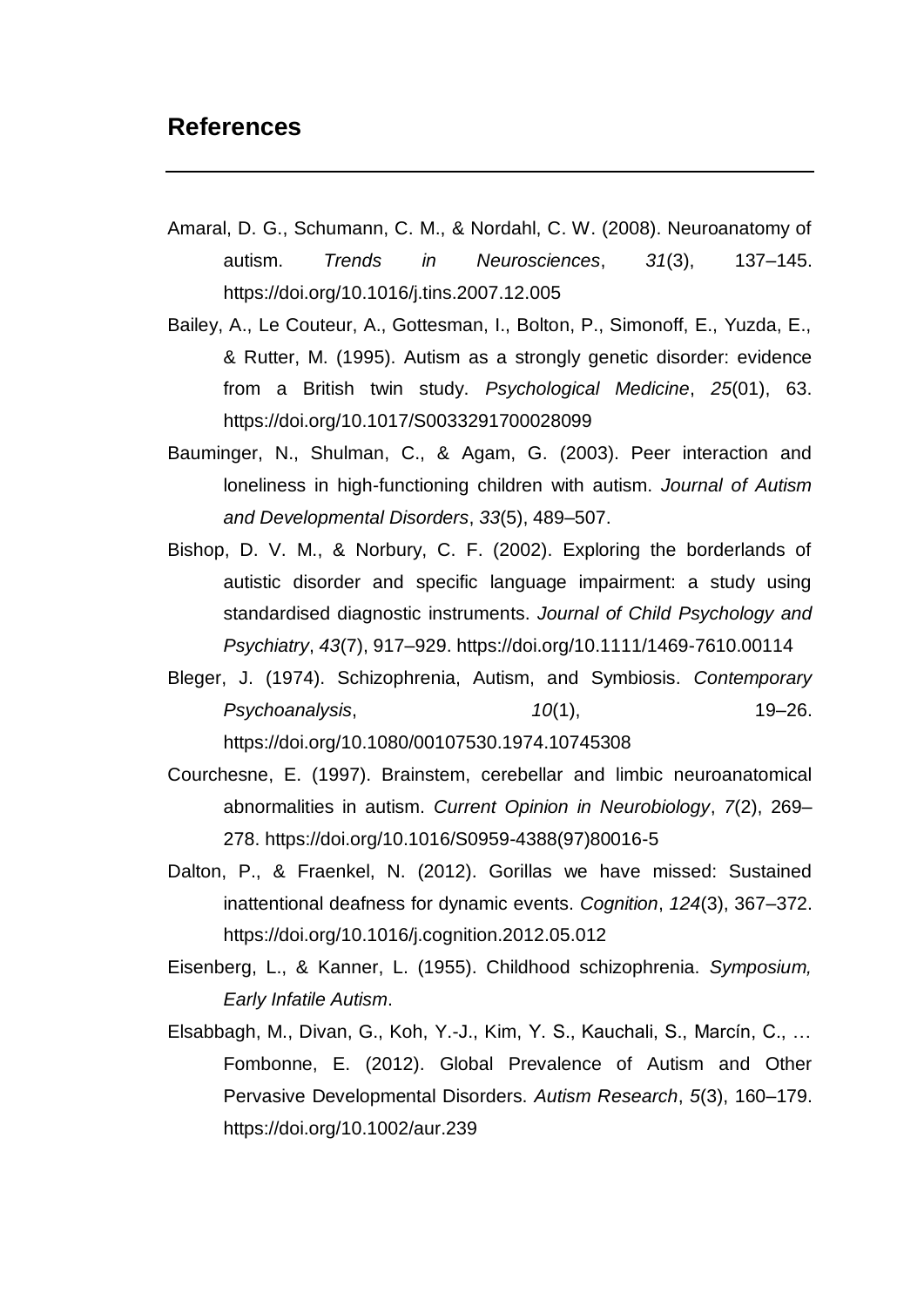## References

Amaral, D. G., Schumann, C. M., & Nordahl, C. W. (2008). Neuroanatomy of autism. *Trends in Neurosciences*, *31*(3), 137–145. https://doi.org/10.1016/j.tins.2007.12.005

Bailey, A., Le Couteur, A., Gottesman, I., Bolton, P., Simonoff, E., Yuzda, E., & Rutter, M. (1995). Autism as a strongly genetic disorder: evidence from a British twin study. *Psychological Medicine*, *25*(01), 63. https://doi.org/10.1017/S0033291700028099

Bauminger, N., Shulman, C., & Agam, G. (2003). Peer interaction and loneliness in high-functioning children with autism. *Journal of Autism and Developmental Disorders*, *33*(5), 489–507.

Bishop, D. V. M., & Norbury, C. F. (2002). Exploring the borderlands of autistic disorder and specific language impairment: a study using standardised diagnostic instruments. *Journal of Child Psychology and Psychiatry*, *43*(7), 917–929. https://doi.org/10.1111/1469-7610.00114

Bleger, J. (1974). Schizophrenia, Autism, and Symbiosis. *Contemporary Psychoanalysis*, *10*(1), 19–26. https://doi.org/10.1080/00107530.1974.10745308

Courchesne, E. (1997). Brainstem, cerebellar and limbic neuroanatomical abnormalities in autism. *Current Opinion in Neurobiology*, *7*(2), 269–278. https://doi.org/10.1016/S0959-4388(97)80016-5

Dalton, P., & Fraenkel, N. (2012). Gorillas we have missed: Sustained inattentional deafness for dynamic events. *Cognition*, *124*(3), 367–372. https://doi.org/10.1016/j.cognition.2012.05.012

Eisenberg, L., & Kanner, L. (1955). Childhood schizophrenia. *Symposium, Early Infatile Autism*.

Elsabbagh, M., Divan, G., Koh, Y.-J., Kim, Y. S., Kauchali, S., Marcín, C., … Fombonne, E. (2012). Global Prevalence of Autism and Other Pervasive Developmental Disorders. *Autism Research*, *5*(3), 160–179. https://doi.org/10.1002/aur.239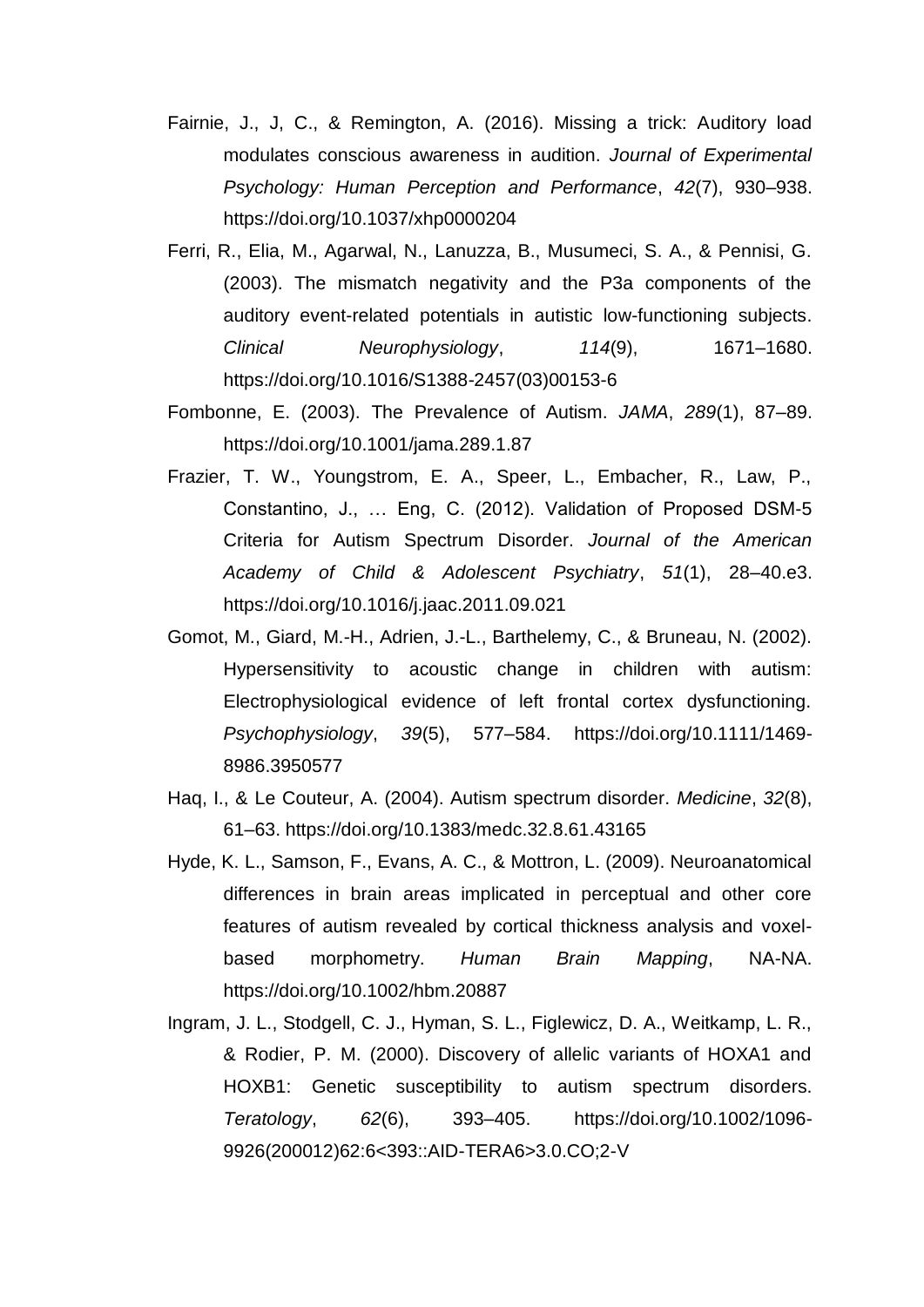Fairnie, J., J, C., & Remington, A. (2016). Missing a trick: Auditory load modulates conscious awareness in audition. *Journal of Experimental Psychology: Human Perception and Performance*, *42*(7), 930–938. https://doi.org/10.1037/xhp0000204

Ferri, R., Elia, M., Agarwal, N., Lanuzza, B., Musumeci, S. A., & Pennisi, G. (2003). The mismatch negativity and the P3a components of the auditory event-related potentials in autistic low-functioning subjects. *Clinical Neurophysiology*, *114*(9), 1671–1680. https://doi.org/10.1016/S1388-2457(03)00153-6

Fombonne, E. (2003). The Prevalence of Autism. *JAMA*, *289*(1), 87–89. https://doi.org/10.1001/jama.289.1.87

Frazier, T. W., Youngstrom, E. A., Speer, L., Embacher, R., Law, P., Constantino, J., … Eng, C. (2012). Validation of Proposed DSM-5 Criteria for Autism Spectrum Disorder. *Journal of the American Academy of Child & Adolescent Psychiatry*, *51*(1), 28–40.e3. https://doi.org/10.1016/j.jaac.2011.09.021

Gomot, M., Giard, M.-H., Adrien, J.-L., Barthelemy, C., & Bruneau, N. (2002). Hypersensitivity to acoustic change in children with autism: Electrophysiological evidence of left frontal cortex dysfunctioning. *Psychophysiology*, *39*(5), 577–584. https://doi.org/10.1111/1469-8986.3950577

Haq, I., & Le Couteur, A. (2004). Autism spectrum disorder. *Medicine*, *32*(8), 61–63. https://doi.org/10.1383/medc.32.8.61.43165

Hyde, K. L., Samson, F., Evans, A. C., & Mottron, L. (2009). Neuroanatomical differences in brain areas implicated in perceptual and other core features of autism revealed by cortical thickness analysis and voxel-based morphometry. *Human Brain Mapping*, NA-NA. https://doi.org/10.1002/hbm.20887

Ingram, J. L., Stodgell, C. J., Hyman, S. L., Figlewicz, D. A., Weitkamp, L. R., & Rodier, P. M. (2000). Discovery of allelic variants of HOXA1 and HOXB1: Genetic susceptibility to autism spectrum disorders. *Teratology*, *62*(6), 393–405. https://doi.org/10.1002/1096-9926(200012)62:6<393::AID-TERA6>3.0.CO;2-V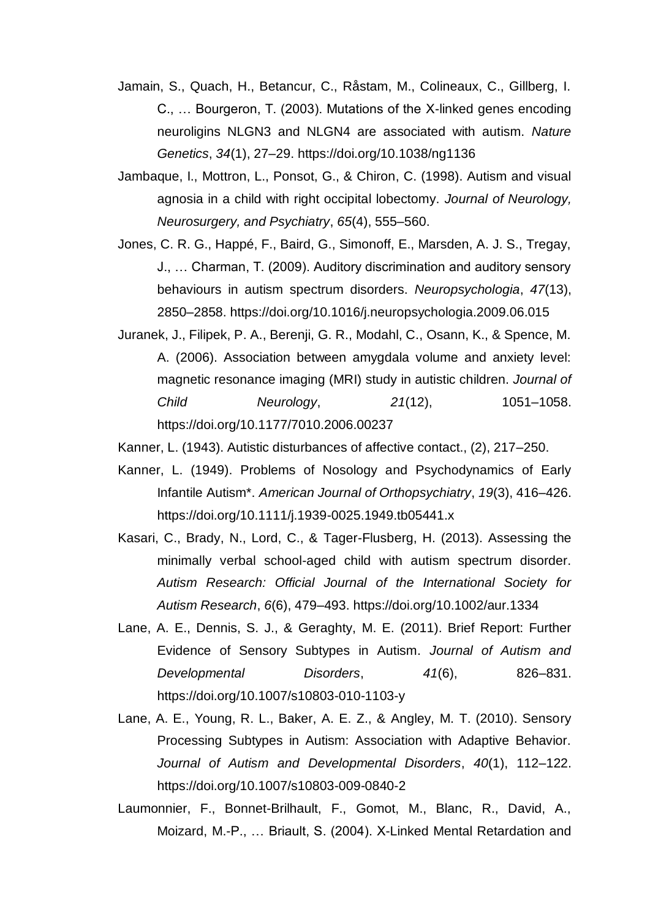Jamain, S., Quach, H., Betancur, C., Råstam, M., Colineaux, C., Gillberg, I. C., … Bourgeron, T. (2003). Mutations of the X-linked genes encoding neuroligins NLGN3 and NLGN4 are associated with autism. *Nature Genetics*, *34*(1), 27–29. https://doi.org/10.1038/ng1136

Jambaque, I., Mottron, L., Ponsot, G., & Chiron, C. (1998). Autism and visual agnosia in a child with right occipital lobectomy. *Journal of Neurology, Neurosurgery, and Psychiatry*, *65*(4), 555–560.

Jones, C. R. G., Happé, F., Baird, G., Simonoff, E., Marsden, A. J. S., Tregay, J., … Charman, T. (2009). Auditory discrimination and auditory sensory behaviours in autism spectrum disorders. *Neuropsychologia*, *47*(13), 2850–2858. https://doi.org/10.1016/j.neuropsychologia.2009.06.015

Juranek, J., Filipek, P. A., Berenji, G. R., Modahl, C., Osann, K., & Spence, M. A. (2006). Association between amygdala volume and anxiety level: magnetic resonance imaging (MRI) study in autistic children. *Journal of Child Neurology*, *21*(12), 1051–1058. https://doi.org/10.1177/7010.2006.00237

Kanner, L. (1943). Autistic disturbances of affective contact., (2), 217–250.

Kanner, L. (1949). Problems of Nosology and Psychodynamics of Early Infantile Autism*. *American Journal of Orthopsychiatry*, *19*(3), 416–426. https://doi.org/10.1111/j.1939-0025.1949.tb05441.x

Kasari, C., Brady, N., Lord, C., & Tager-Flusberg, H. (2013). Assessing the minimally verbal school-aged child with autism spectrum disorder. *Autism Research: Official Journal of the International Society for Autism Research*, *6*(6), 479–493. https://doi.org/10.1002/aur.1334

Lane, A. E., Dennis, S. J., & Geraghty, M. E. (2011). Brief Report: Further Evidence of Sensory Subtypes in Autism. *Journal of Autism and Developmental Disorders*, *41*(6), 826–831. https://doi.org/10.1007/s10803-010-1103-y

Lane, A. E., Young, R. L., Baker, A. E. Z., & Angley, M. T. (2010). Sensory Processing Subtypes in Autism: Association with Adaptive Behavior. *Journal of Autism and Developmental Disorders*, *40*(1), 112–122. https://doi.org/10.1007/s10803-009-0840-2

Laumonnier, F., Bonnet-Brilhault, F., Gomot, M., Blanc, R., David, A., Moizard, M.-P., … Briault, S. (2004). X-Linked Mental Retardation and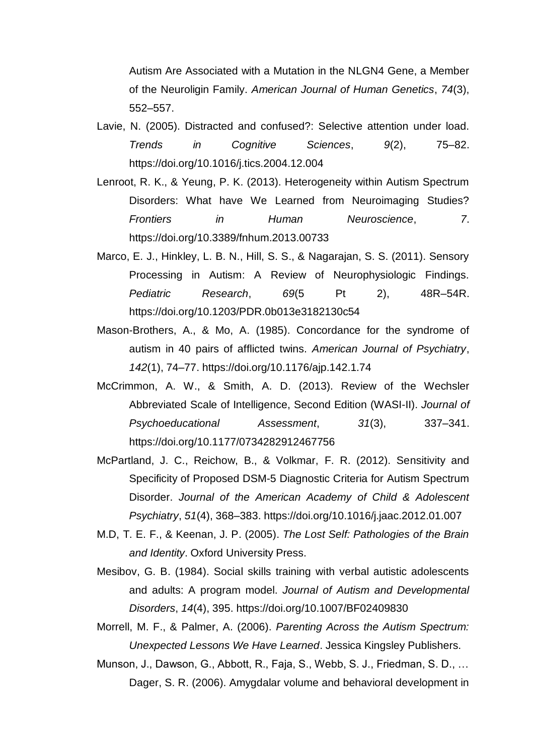Autism Are Associated with a Mutation in the NLGN4 Gene, a Member of the Neuroligin Family. *American Journal of Human Genetics*, *74*(3), 552–557.

Lavie, N. (2005). Distracted and confused?: Selective attention under load. *Trends in Cognitive Sciences*, *9*(2), 75–82. https://doi.org/10.1016/j.tics.2004.12.004

Lenroot, R. K., & Yeung, P. K. (2013). Heterogeneity within Autism Spectrum Disorders: What have We Learned from Neuroimaging Studies? *Frontiers in Human Neuroscience*, *7*. https://doi.org/10.3389/fnhum.2013.00733

Marco, E. J., Hinkley, L. B. N., Hill, S. S., & Nagarajan, S. S. (2011). Sensory Processing in Autism: A Review of Neurophysiologic Findings. *Pediatric Research*, *69*(5 Pt 2), 48R–54R. https://doi.org/10.1203/PDR.0b013e3182130c54

Mason-Brothers, A., & Mo, A. (1985). Concordance for the syndrome of autism in 40 pairs of afflicted twins. *American Journal of Psychiatry*, *142*(1), 74–77. https://doi.org/10.1176/ajp.142.1.74

McCrimmon, A. W., & Smith, A. D. (2013). Review of the Wechsler Abbreviated Scale of Intelligence, Second Edition (WASI-II). *Journal of Psychoeducational Assessment*, *31*(3), 337–341. https://doi.org/10.1177/0734282912467756

McPartland, J. C., Reichow, B., & Volkmar, F. R. (2012). Sensitivity and Specificity of Proposed DSM-5 Diagnostic Criteria for Autism Spectrum Disorder. *Journal of the American Academy of Child & Adolescent Psychiatry*, *51*(4), 368–383. https://doi.org/10.1016/j.jaac.2012.01.007

M.D, T. E. F., & Keenan, J. P. (2005). *The Lost Self: Pathologies of the Brain and Identity*. Oxford University Press.

Mesibov, G. B. (1984). Social skills training with verbal autistic adolescents and adults: A program model. *Journal of Autism and Developmental Disorders*, *14*(4), 395. https://doi.org/10.1007/BF02409830

Morrell, M. F., & Palmer, A. (2006). *Parenting Across the Autism Spectrum: Unexpected Lessons We Have Learned*. Jessica Kingsley Publishers.

Munson, J., Dawson, G., Abbott, R., Faja, S., Webb, S. J., Friedman, S. D., … Dager, S. R. (2006). Amygdalar volume and behavioral development in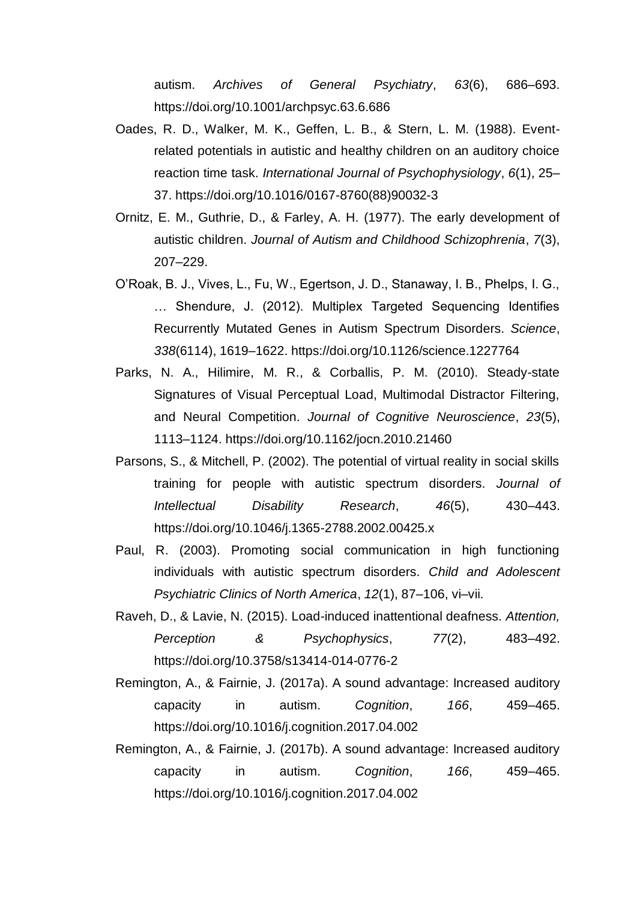autism. *Archives of General Psychiatry*, *63*(6), 686–693. https://doi.org/10.1001/archpsyc.63.6.686

Oades, R. D., Walker, M. K., Geffen, L. B., & Stern, L. M. (1988). Event-related potentials in autistic and healthy children on an auditory choice reaction time task. *International Journal of Psychophysiology*, *6*(1), 25–37. https://doi.org/10.1016/0167-8760(88)90032-3

Ornitz, E. M., Guthrie, D., & Farley, A. H. (1977). The early development of autistic children. *Journal of Autism and Childhood Schizophrenia*, *7*(3), 207–229.

O'Roak, B. J., Vives, L., Fu, W., Egertson, J. D., Stanaway, I. B., Phelps, I. G., … Shendure, J. (2012). Multiplex Targeted Sequencing Identifies Recurrently Mutated Genes in Autism Spectrum Disorders. *Science*, *338*(6114), 1619–1622. https://doi.org/10.1126/science.1227764

Parks, N. A., Hilimire, M. R., & Corballis, P. M. (2010). Steady-state Signatures of Visual Perceptual Load, Multimodal Distractor Filtering, and Neural Competition. *Journal of Cognitive Neuroscience*, *23*(5), 1113–1124. https://doi.org/10.1162/jocn.2010.21460

Parsons, S., & Mitchell, P. (2002). The potential of virtual reality in social skills training for people with autistic spectrum disorders. *Journal of Intellectual Disability Research*, *46*(5), 430–443. https://doi.org/10.1046/j.1365-2788.2002.00425.x

Paul, R. (2003). Promoting social communication in high functioning individuals with autistic spectrum disorders. *Child and Adolescent Psychiatric Clinics of North America*, *12*(1), 87–106, vi–vii.

Raveh, D., & Lavie, N. (2015). Load-induced inattentional deafness. *Attention, Perception & Psychophysics*, *77*(2), 483–492. https://doi.org/10.3758/s13414-014-0776-2

Remington, A., & Fairnie, J. (2017a). A sound advantage: Increased auditory capacity in autism. *Cognition*, *166*, 459–465. https://doi.org/10.1016/j.cognition.2017.04.002

Remington, A., & Fairnie, J. (2017b). A sound advantage: Increased auditory capacity in autism. *Cognition*, *166*, 459–465. https://doi.org/10.1016/j.cognition.2017.04.002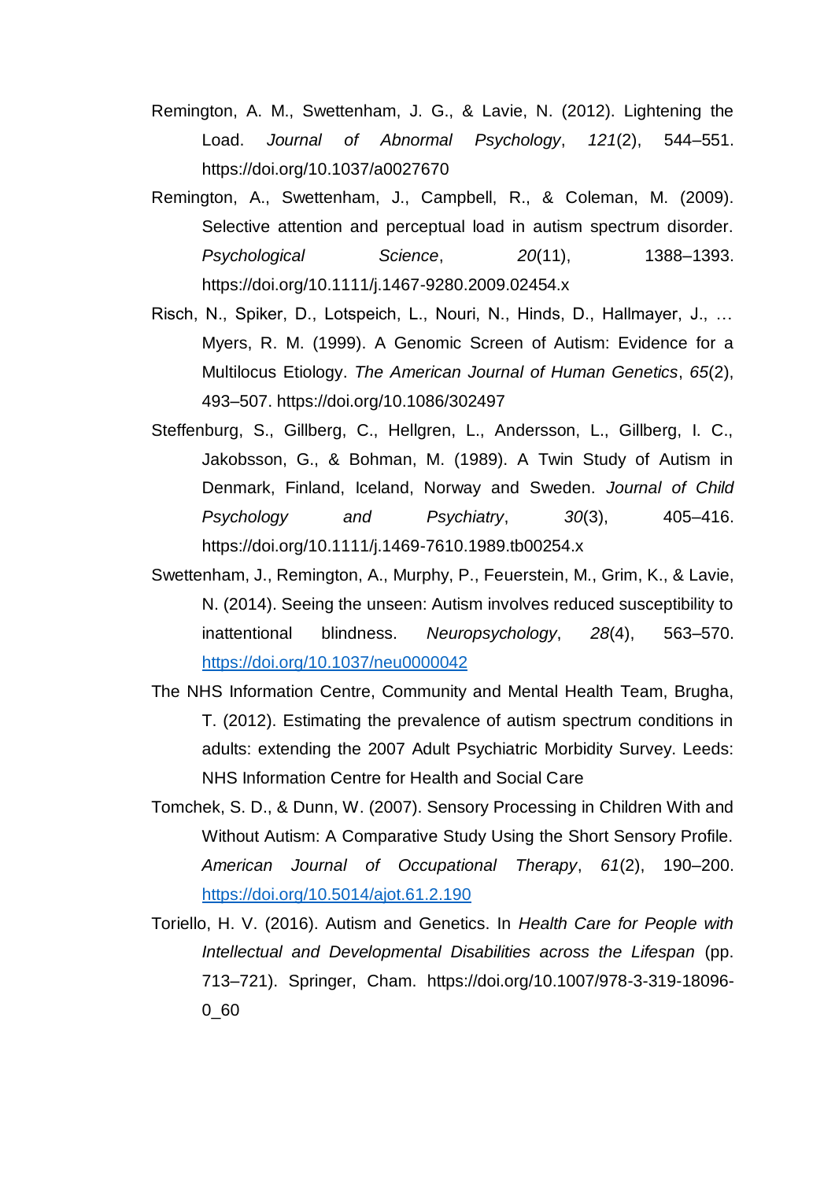Remington, A. M., Swettenham, J. G., & Lavie, N. (2012). Lightening the Load. *Journal of Abnormal Psychology*, *121*(2), 544–551. https://doi.org/10.1037/a0027670

Remington, A., Swettenham, J., Campbell, R., & Coleman, M. (2009). Selective attention and perceptual load in autism spectrum disorder. *Psychological Science*, *20*(11), 1388–1393. https://doi.org/10.1111/j.1467-9280.2009.02454.x

Risch, N., Spiker, D., Lotspeich, L., Nouri, N., Hinds, D., Hallmayer, J., … Myers, R. M. (1999). A Genomic Screen of Autism: Evidence for a Multilocus Etiology. *The American Journal of Human Genetics*, *65*(2), 493–507. https://doi.org/10.1086/302497

Steffenburg, S., Gillberg, C., Hellgren, L., Andersson, L., Gillberg, I. C., Jakobsson, G., & Bohman, M. (1989). A Twin Study of Autism in Denmark, Finland, Iceland, Norway and Sweden. *Journal of Child Psychology and Psychiatry*, *30*(3), 405–416. https://doi.org/10.1111/j.1469-7610.1989.tb00254.x

Swettenham, J., Remington, A., Murphy, P., Feuerstein, M., Grim, K., & Lavie, N. (2014). Seeing the unseen: Autism involves reduced susceptibility to inattentional blindness. *Neuropsychology*, *28*(4), 563–570. https://doi.org/10.1037/neu0000042

The NHS Information Centre, Community and Mental Health Team, Brugha, T. (2012). Estimating the prevalence of autism spectrum conditions in adults: extending the 2007 Adult Psychiatric Morbidity Survey. Leeds: NHS Information Centre for Health and Social Care

Tomchek, S. D., & Dunn, W. (2007). Sensory Processing in Children With and Without Autism: A Comparative Study Using the Short Sensory Profile. *American Journal of Occupational Therapy*, *61*(2), 190–200. https://doi.org/10.5014/ajot.61.2.190

Toriello, H. V. (2016). Autism and Genetics. In *Health Care for People with Intellectual and Developmental Disabilities across the Lifespan* (pp. 713–721). Springer, Cham. https://doi.org/10.1007/978-3-319-18096-0_60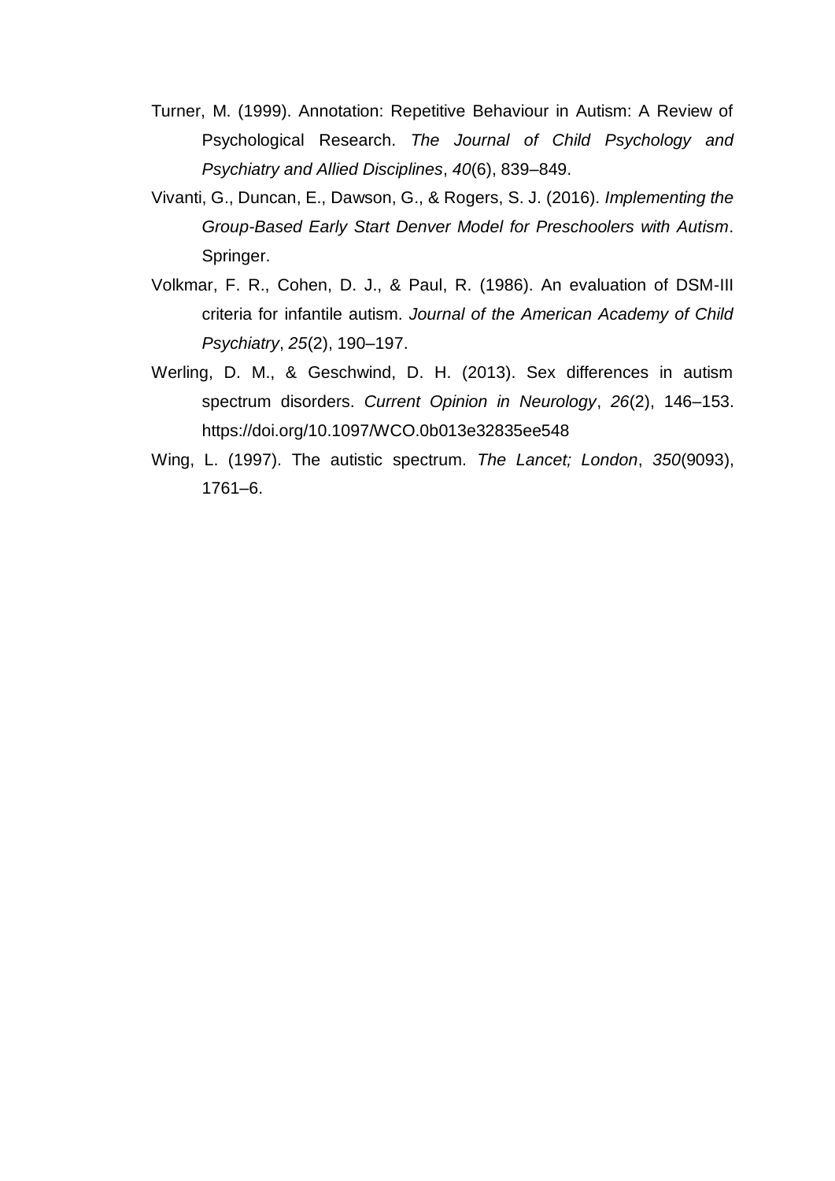Turner, M. (1999). Annotation: Repetitive Behaviour in Autism: A Review of Psychological Research. *The Journal of Child Psychology and Psychiatry and Allied Disciplines*, *40*(6), 839–849.

Vivanti, G., Duncan, E., Dawson, G., & Rogers, S. J. (2016). *Implementing the Group-Based Early Start Denver Model for Preschoolers with Autism*. Springer.

Volkmar, F. R., Cohen, D. J., & Paul, R. (1986). An evaluation of DSM-III criteria for infantile autism. *Journal of the American Academy of Child Psychiatry*, *25*(2), 190–197.

Werling, D. M., & Geschwind, D. H. (2013). Sex differences in autism spectrum disorders. *Current Opinion in Neurology*, *26*(2), 146–153. https://doi.org/10.1097/WCO.0b013e32835ee548

Wing, L. (1997). The autistic spectrum. *The Lancet; London*, *350*(9093), 1761–6.